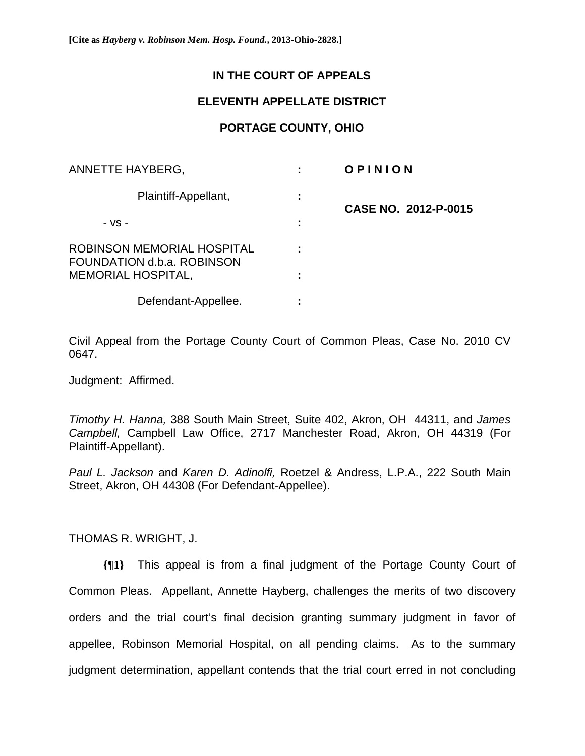**[Cite as *Hayberg v. Robinson Mem. Hosp. Found.*, 2013-Ohio-2828.]**

**IN THE COURT OF APPEALS**

**ELEVENTH APPELLATE DISTRICT**

**PORTAGE COUNTY, OHIO**

| | | |
|---|---|---|
| ANNETTE HAYBERG, | : | **O P I N I O N** |
| Plaintiff-Appellant, | : | **CASE NO. 2012-P-0015** |
| - vs - | : | |
| ROBINSON MEMORIAL HOSPITAL FOUNDATION d.b.a. ROBINSON MEMORIAL HOSPITAL, | : | |
| Defendant-Appellee. | : | |

Civil Appeal from the Portage County Court of Common Pleas, Case No. 2010 CV 0647.

Judgment: Affirmed.

*Timothy H. Hanna,* 388 South Main Street, Suite 402, Akron, OH 44311, and *James Campbell,* Campbell Law Office, 2717 Manchester Road, Akron, OH 44319 (For Plaintiff-Appellant).

*Paul L. Jackson* and *Karen D. Adinolfi,* Roetzel & Andress, L.P.A., 222 South Main Street, Akron, OH 44308 (For Defendant-Appellee).

THOMAS R. WRIGHT, J.

**{¶1}** This appeal is from a final judgment of the Portage County Court of Common Pleas. Appellant, Annette Hayberg, challenges the merits of two discovery orders and the trial court's final decision granting summary judgment in favor of appellee, Robinson Memorial Hospital, on all pending claims. As to the summary judgment determination, appellant contends that the trial court erred in not concluding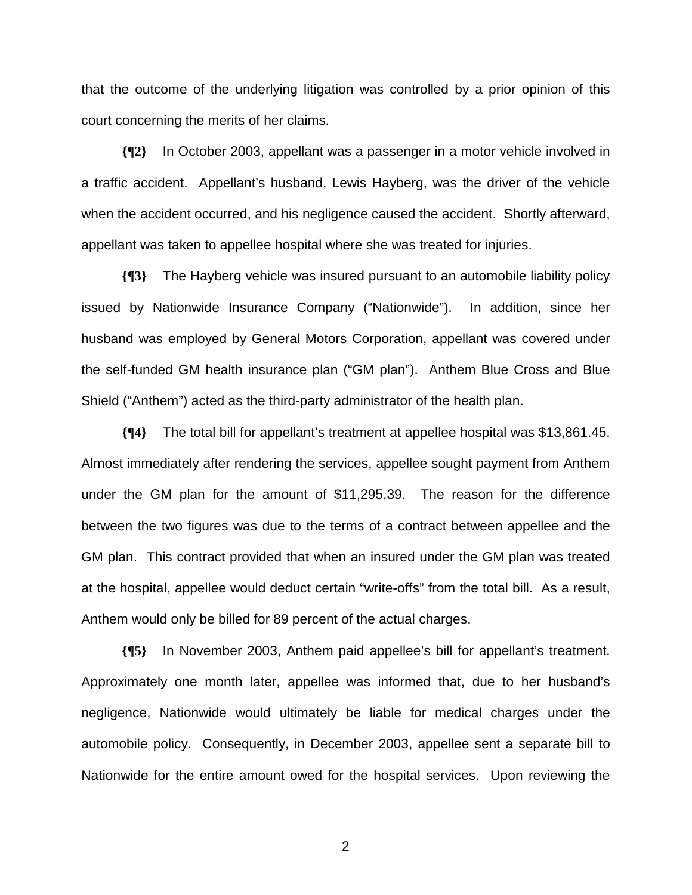that the outcome of the underlying litigation was controlled by a prior opinion of this court concerning the merits of her claims.

**{¶2}** In October 2003, appellant was a passenger in a motor vehicle involved in a traffic accident. Appellant's husband, Lewis Hayberg, was the driver of the vehicle when the accident occurred, and his negligence caused the accident. Shortly afterward, appellant was taken to appellee hospital where she was treated for injuries.

**{¶3}** The Hayberg vehicle was insured pursuant to an automobile liability policy issued by Nationwide Insurance Company ("Nationwide"). In addition, since her husband was employed by General Motors Corporation, appellant was covered under the self-funded GM health insurance plan ("GM plan"). Anthem Blue Cross and Blue Shield ("Anthem") acted as the third-party administrator of the health plan.

**{¶4}** The total bill for appellant's treatment at appellee hospital was $13,861.45. Almost immediately after rendering the services, appellee sought payment from Anthem under the GM plan for the amount of $11,295.39. The reason for the difference between the two figures was due to the terms of a contract between appellee and the GM plan. This contract provided that when an insured under the GM plan was treated at the hospital, appellee would deduct certain "write-offs" from the total bill. As a result, Anthem would only be billed for 89 percent of the actual charges.

**{¶5}** In November 2003, Anthem paid appellee's bill for appellant's treatment. Approximately one month later, appellee was informed that, due to her husband's negligence, Nationwide would ultimately be liable for medical charges under the automobile policy. Consequently, in December 2003, appellee sent a separate bill to Nationwide for the entire amount owed for the hospital services. Upon reviewing the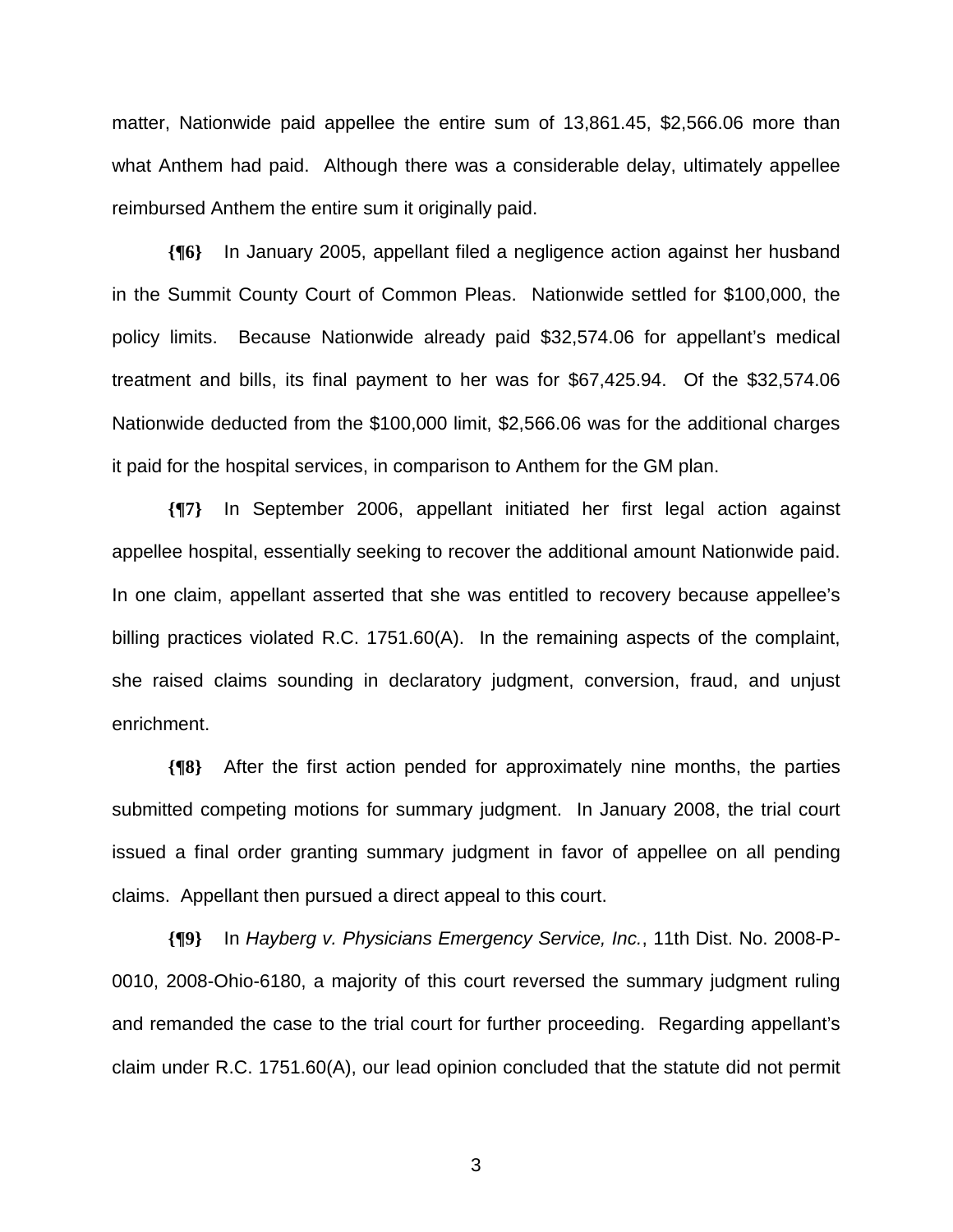matter, Nationwide paid appellee the entire sum of 13,861.45, $2,566.06 more than what Anthem had paid. Although there was a considerable delay, ultimately appellee reimbursed Anthem the entire sum it originally paid.

**{¶6}** In January 2005, appellant filed a negligence action against her husband in the Summit County Court of Common Pleas. Nationwide settled for $100,000, the policy limits. Because Nationwide already paid $32,574.06 for appellant's medical treatment and bills, its final payment to her was for $67,425.94. Of the $32,574.06 Nationwide deducted from the $100,000 limit, $2,566.06 was for the additional charges it paid for the hospital services, in comparison to Anthem for the GM plan.

**{¶7}** In September 2006, appellant initiated her first legal action against appellee hospital, essentially seeking to recover the additional amount Nationwide paid. In one claim, appellant asserted that she was entitled to recovery because appellee's billing practices violated R.C. 1751.60(A). In the remaining aspects of the complaint, she raised claims sounding in declaratory judgment, conversion, fraud, and unjust enrichment.

**{¶8}** After the first action pended for approximately nine months, the parties submitted competing motions for summary judgment. In January 2008, the trial court issued a final order granting summary judgment in favor of appellee on all pending claims. Appellant then pursued a direct appeal to this court.

**{¶9}** In *Hayberg v. Physicians Emergency Service, Inc.*, 11th Dist. No. 2008-P-0010, 2008-Ohio-6180, a majority of this court reversed the summary judgment ruling and remanded the case to the trial court for further proceeding. Regarding appellant's claim under R.C. 1751.60(A), our lead opinion concluded that the statute did not permit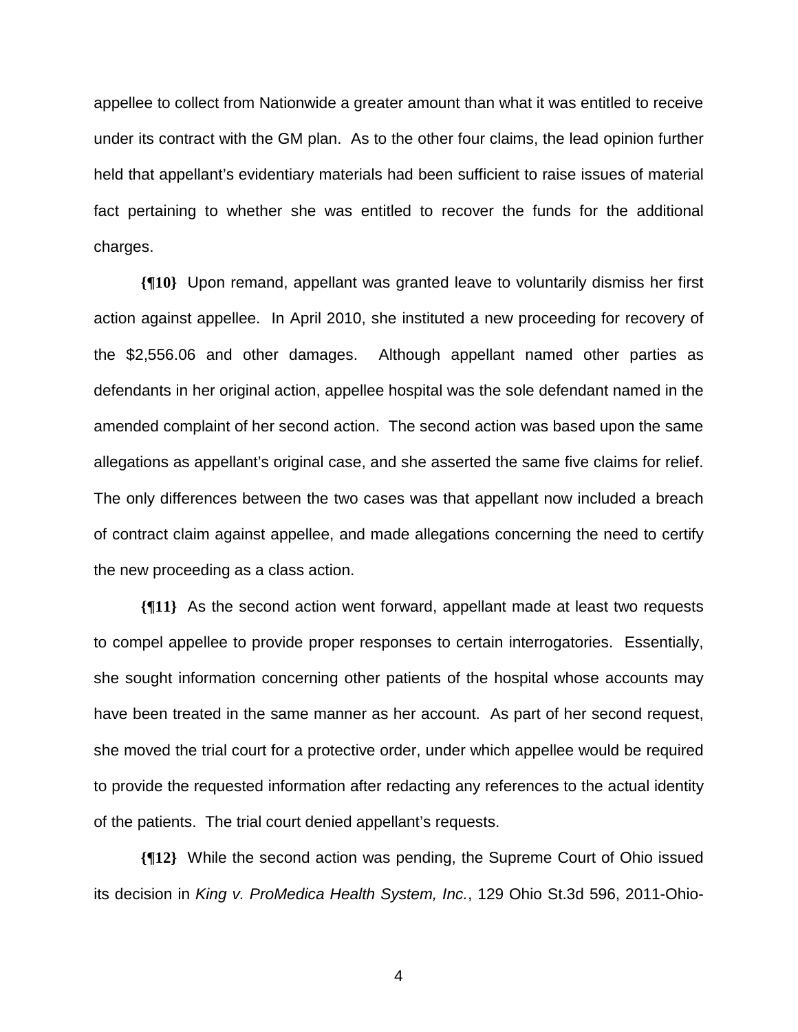appellee to collect from Nationwide a greater amount than what it was entitled to receive under its contract with the GM plan. As to the other four claims, the lead opinion further held that appellant's evidentiary materials had been sufficient to raise issues of material fact pertaining to whether she was entitled to recover the funds for the additional charges.

**{¶10}** Upon remand, appellant was granted leave to voluntarily dismiss her first action against appellee. In April 2010, she instituted a new proceeding for recovery of the $2,556.06 and other damages. Although appellant named other parties as defendants in her original action, appellee hospital was the sole defendant named in the amended complaint of her second action. The second action was based upon the same allegations as appellant's original case, and she asserted the same five claims for relief. The only differences between the two cases was that appellant now included a breach of contract claim against appellee, and made allegations concerning the need to certify the new proceeding as a class action.

**{¶11}** As the second action went forward, appellant made at least two requests to compel appellee to provide proper responses to certain interrogatories. Essentially, she sought information concerning other patients of the hospital whose accounts may have been treated in the same manner as her account. As part of her second request, she moved the trial court for a protective order, under which appellee would be required to provide the requested information after redacting any references to the actual identity of the patients. The trial court denied appellant's requests.

**{¶12}** While the second action was pending, the Supreme Court of Ohio issued its decision in *King v. ProMedica Health System, Inc.*, 129 Ohio St.3d 596, 2011-Ohio-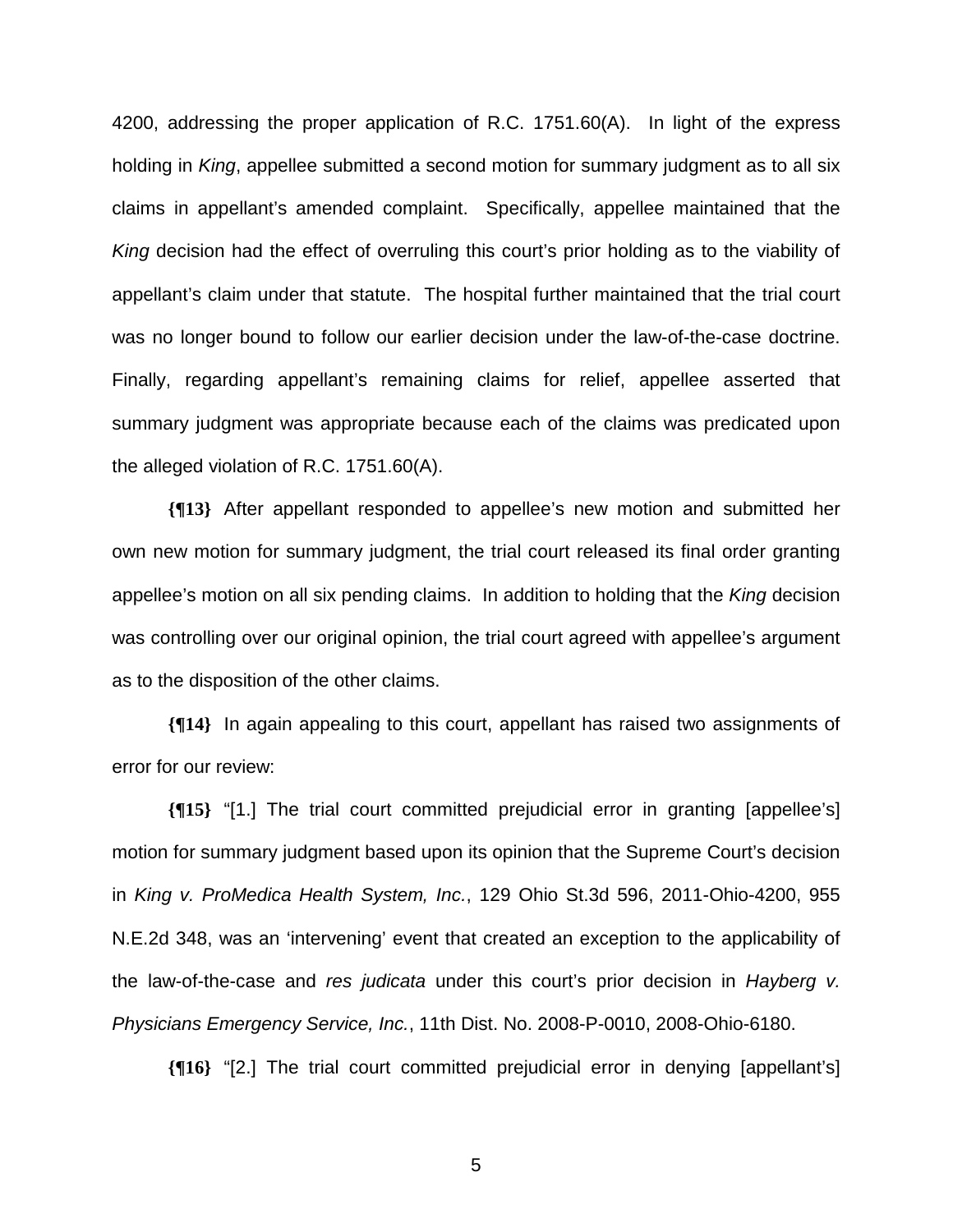4200, addressing the proper application of R.C. 1751.60(A). In light of the express holding in *King*, appellee submitted a second motion for summary judgment as to all six claims in appellant's amended complaint. Specifically, appellee maintained that the *King* decision had the effect of overruling this court's prior holding as to the viability of appellant's claim under that statute. The hospital further maintained that the trial court was no longer bound to follow our earlier decision under the law-of-the-case doctrine. Finally, regarding appellant's remaining claims for relief, appellee asserted that summary judgment was appropriate because each of the claims was predicated upon the alleged violation of R.C. 1751.60(A).

**{¶13}** After appellant responded to appellee's new motion and submitted her own new motion for summary judgment, the trial court released its final order granting appellee's motion on all six pending claims. In addition to holding that the *King* decision was controlling over our original opinion, the trial court agreed with appellee's argument as to the disposition of the other claims.

**{¶14}** In again appealing to this court, appellant has raised two assignments of error for our review:

**{¶15}** "[1.] The trial court committed prejudicial error in granting [appellee's] motion for summary judgment based upon its opinion that the Supreme Court's decision in *King v. ProMedica Health System, Inc.*, 129 Ohio St.3d 596, 2011-Ohio-4200, 955 N.E.2d 348, was an 'intervening' event that created an exception to the applicability of the law-of-the-case and *res judicata* under this court's prior decision in *Hayberg v. Physicians Emergency Service, Inc.*, 11th Dist. No. 2008-P-0010, 2008-Ohio-6180.

**{¶16}** "[2.] The trial court committed prejudicial error in denying [appellant's]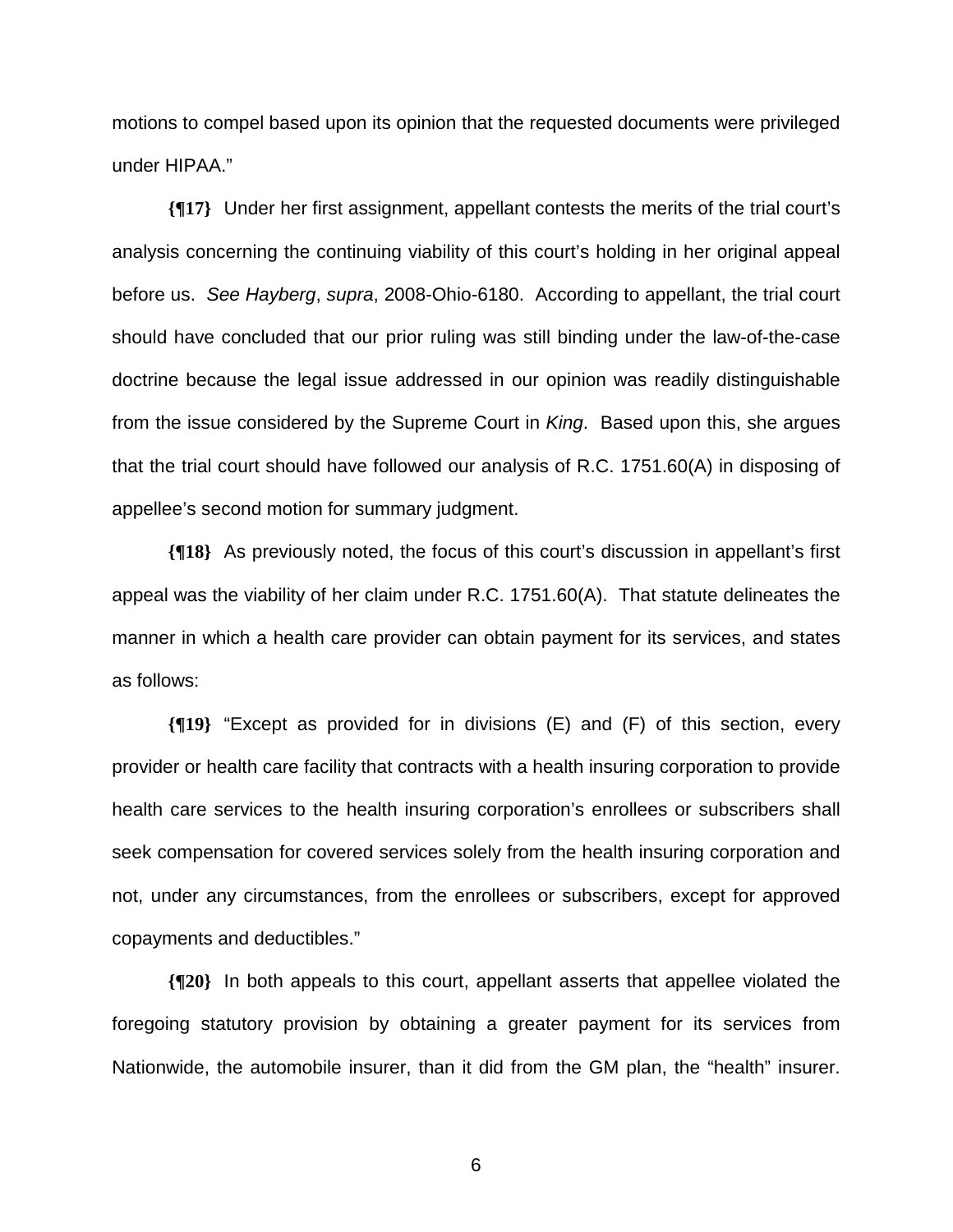motions to compel based upon its opinion that the requested documents were privileged under HIPAA."

**{¶17}** Under her first assignment, appellant contests the merits of the trial court's analysis concerning the continuing viability of this court's holding in her original appeal before us. *See Hayberg*, *supra*, 2008-Ohio-6180. According to appellant, the trial court should have concluded that our prior ruling was still binding under the law-of-the-case doctrine because the legal issue addressed in our opinion was readily distinguishable from the issue considered by the Supreme Court in *King*. Based upon this, she argues that the trial court should have followed our analysis of R.C. 1751.60(A) in disposing of appellee's second motion for summary judgment.

**{¶18}** As previously noted, the focus of this court's discussion in appellant's first appeal was the viability of her claim under R.C. 1751.60(A). That statute delineates the manner in which a health care provider can obtain payment for its services, and states as follows:

**{¶19}** "Except as provided for in divisions (E) and (F) of this section, every provider or health care facility that contracts with a health insuring corporation to provide health care services to the health insuring corporation's enrollees or subscribers shall seek compensation for covered services solely from the health insuring corporation and not, under any circumstances, from the enrollees or subscribers, except for approved copayments and deductibles."

**{¶20}** In both appeals to this court, appellant asserts that appellee violated the foregoing statutory provision by obtaining a greater payment for its services from Nationwide, the automobile insurer, than it did from the GM plan, the "health" insurer.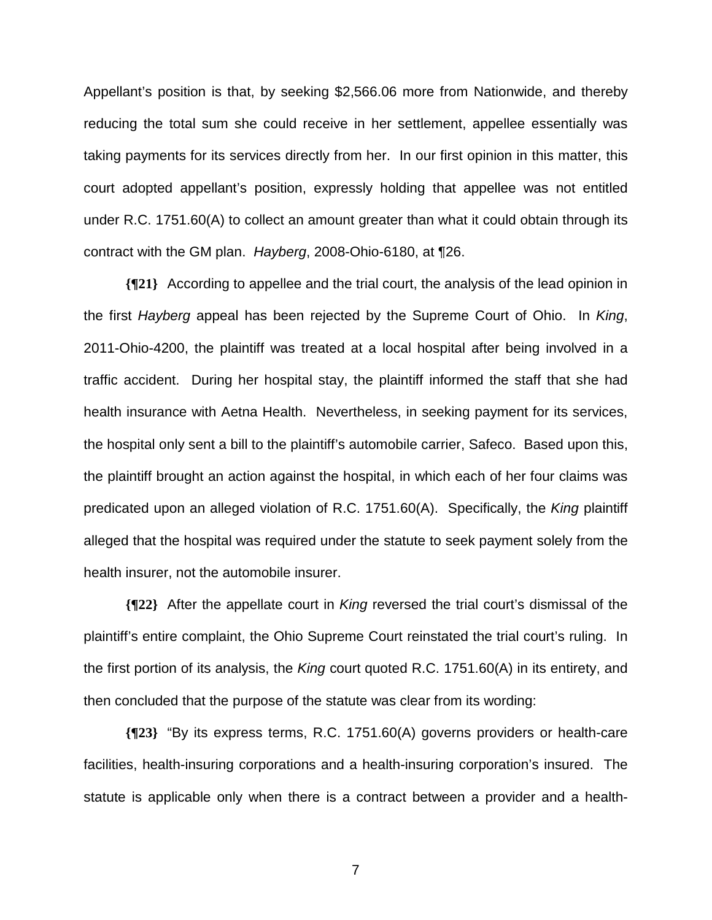Appellant's position is that, by seeking $2,566.06 more from Nationwide, and thereby reducing the total sum she could receive in her settlement, appellee essentially was taking payments for its services directly from her. In our first opinion in this matter, this court adopted appellant's position, expressly holding that appellee was not entitled under R.C. 1751.60(A) to collect an amount greater than what it could obtain through its contract with the GM plan. *Hayberg*, 2008-Ohio-6180, at ¶26.

**{¶21}** According to appellee and the trial court, the analysis of the lead opinion in the first *Hayberg* appeal has been rejected by the Supreme Court of Ohio. In *King*, 2011-Ohio-4200, the plaintiff was treated at a local hospital after being involved in a traffic accident. During her hospital stay, the plaintiff informed the staff that she had health insurance with Aetna Health. Nevertheless, in seeking payment for its services, the hospital only sent a bill to the plaintiff's automobile carrier, Safeco. Based upon this, the plaintiff brought an action against the hospital, in which each of her four claims was predicated upon an alleged violation of R.C. 1751.60(A). Specifically, the *King* plaintiff alleged that the hospital was required under the statute to seek payment solely from the health insurer, not the automobile insurer.

**{¶22}** After the appellate court in *King* reversed the trial court's dismissal of the plaintiff's entire complaint, the Ohio Supreme Court reinstated the trial court's ruling. In the first portion of its analysis, the *King* court quoted R.C. 1751.60(A) in its entirety, and then concluded that the purpose of the statute was clear from its wording:

**{¶23}** "By its express terms, R.C. 1751.60(A) governs providers or health-care facilities, health-insuring corporations and a health-insuring corporation's insured. The statute is applicable only when there is a contract between a provider and a health-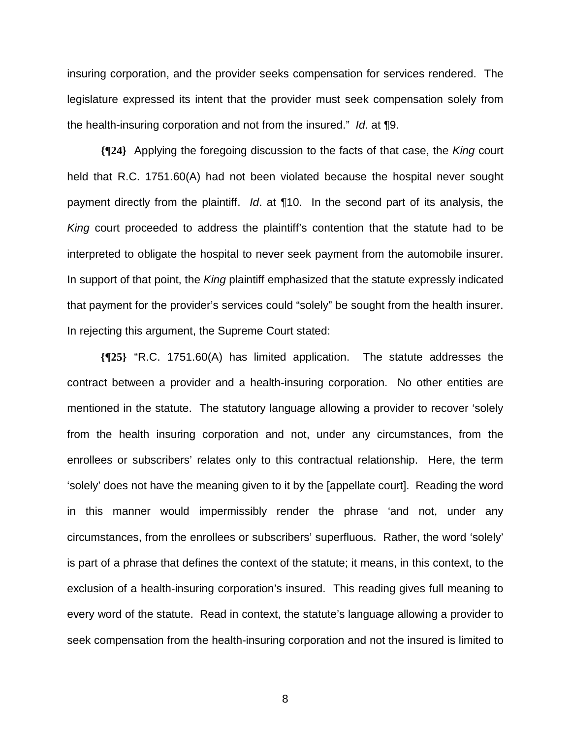insuring corporation, and the provider seeks compensation for services rendered. The legislature expressed its intent that the provider must seek compensation solely from the health-insuring corporation and not from the insured." *Id*. at ¶9.

**{¶24}** Applying the foregoing discussion to the facts of that case, the *King* court held that R.C. 1751.60(A) had not been violated because the hospital never sought payment directly from the plaintiff. *Id*. at ¶10. In the second part of its analysis, the *King* court proceeded to address the plaintiff's contention that the statute had to be interpreted to obligate the hospital to never seek payment from the automobile insurer. In support of that point, the *King* plaintiff emphasized that the statute expressly indicated that payment for the provider's services could "solely" be sought from the health insurer. In rejecting this argument, the Supreme Court stated:

**{¶25}** "R.C. 1751.60(A) has limited application. The statute addresses the contract between a provider and a health-insuring corporation. No other entities are mentioned in the statute. The statutory language allowing a provider to recover 'solely from the health insuring corporation and not, under any circumstances, from the enrollees or subscribers' relates only to this contractual relationship. Here, the term 'solely' does not have the meaning given to it by the [appellate court]. Reading the word in this manner would impermissibly render the phrase 'and not, under any circumstances, from the enrollees or subscribers' superfluous. Rather, the word 'solely' is part of a phrase that defines the context of the statute; it means, in this context, to the exclusion of a health-insuring corporation's insured. This reading gives full meaning to every word of the statute. Read in context, the statute's language allowing a provider to seek compensation from the health-insuring corporation and not the insured is limited to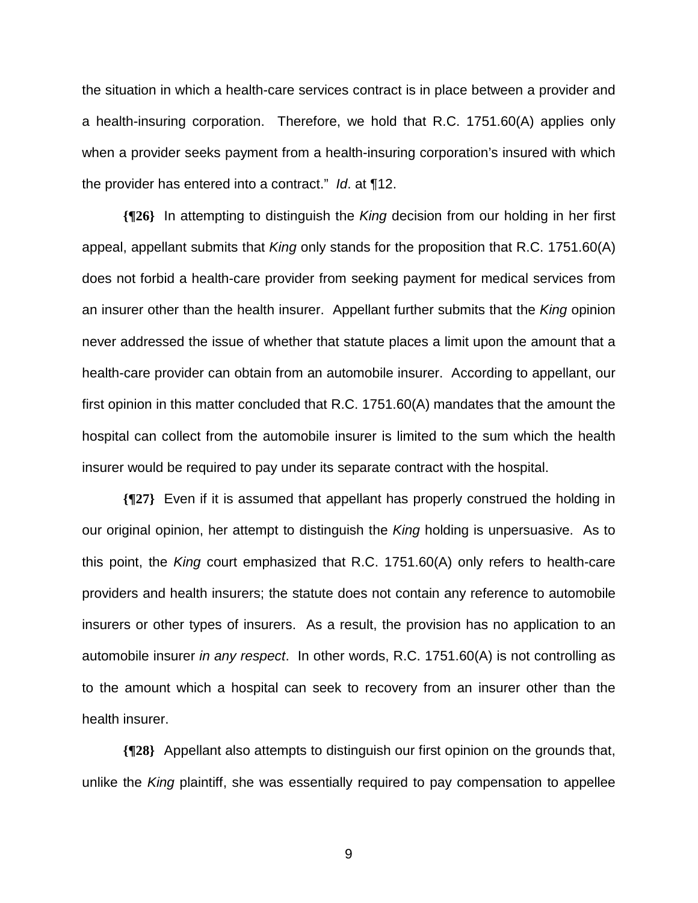the situation in which a health-care services contract is in place between a provider and a health-insuring corporation. Therefore, we hold that R.C. 1751.60(A) applies only when a provider seeks payment from a health-insuring corporation's insured with which the provider has entered into a contract." *Id*. at ¶12.

**{¶26}** In attempting to distinguish the *King* decision from our holding in her first appeal, appellant submits that *King* only stands for the proposition that R.C. 1751.60(A) does not forbid a health-care provider from seeking payment for medical services from an insurer other than the health insurer. Appellant further submits that the *King* opinion never addressed the issue of whether that statute places a limit upon the amount that a health-care provider can obtain from an automobile insurer. According to appellant, our first opinion in this matter concluded that R.C. 1751.60(A) mandates that the amount the hospital can collect from the automobile insurer is limited to the sum which the health insurer would be required to pay under its separate contract with the hospital.

**{¶27}** Even if it is assumed that appellant has properly construed the holding in our original opinion, her attempt to distinguish the *King* holding is unpersuasive. As to this point, the *King* court emphasized that R.C. 1751.60(A) only refers to health-care providers and health insurers; the statute does not contain any reference to automobile insurers or other types of insurers. As a result, the provision has no application to an automobile insurer *in any respect*. In other words, R.C. 1751.60(A) is not controlling as to the amount which a hospital can seek to recovery from an insurer other than the health insurer.

**{¶28}** Appellant also attempts to distinguish our first opinion on the grounds that, unlike the *King* plaintiff, she was essentially required to pay compensation to appellee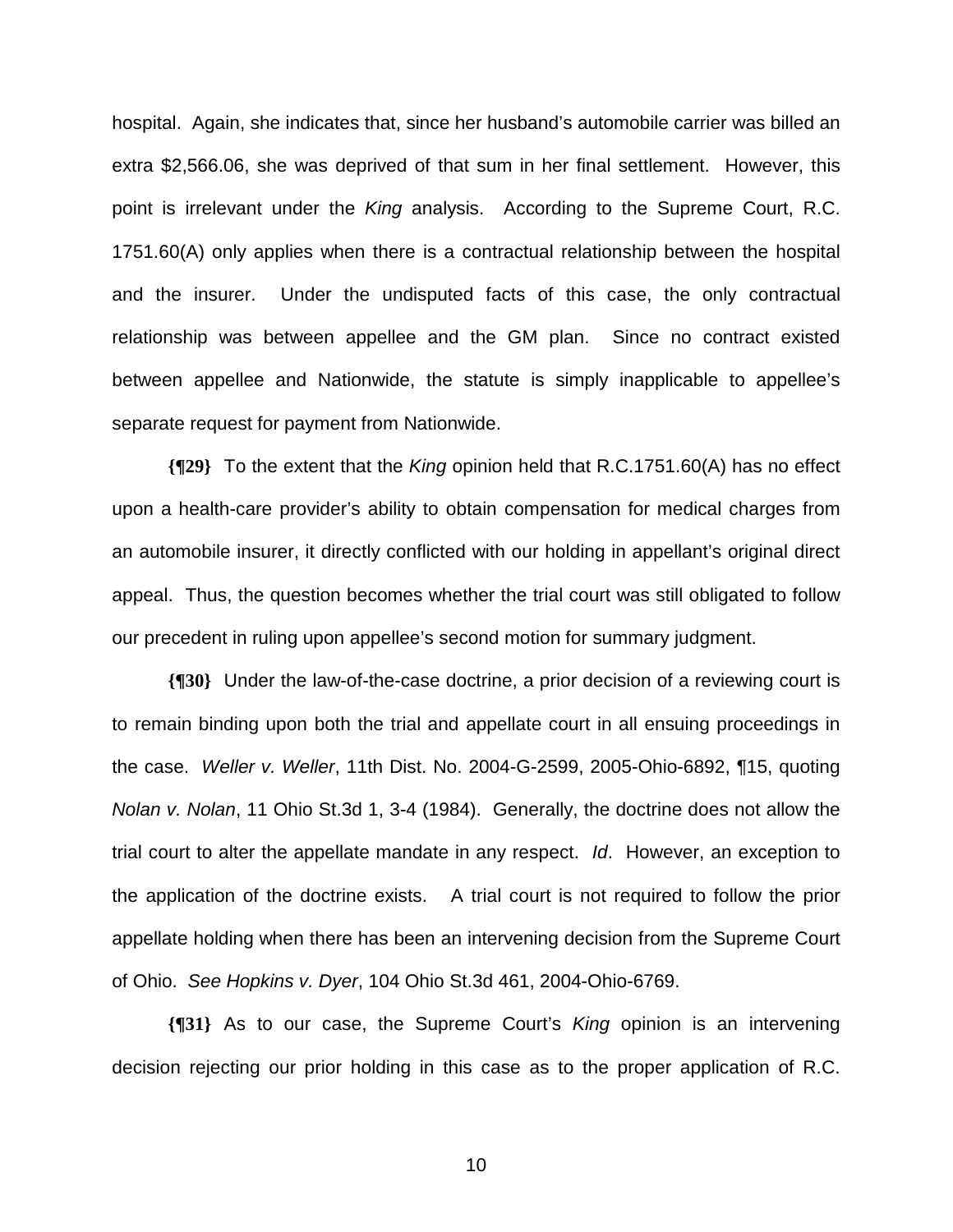hospital. Again, she indicates that, since her husband's automobile carrier was billed an extra $2,566.06, she was deprived of that sum in her final settlement. However, this point is irrelevant under the *King* analysis. According to the Supreme Court, R.C. 1751.60(A) only applies when there is a contractual relationship between the hospital and the insurer. Under the undisputed facts of this case, the only contractual relationship was between appellee and the GM plan. Since no contract existed between appellee and Nationwide, the statute is simply inapplicable to appellee's separate request for payment from Nationwide.

**{¶29}** To the extent that the *King* opinion held that R.C.1751.60(A) has no effect upon a health-care provider's ability to obtain compensation for medical charges from an automobile insurer, it directly conflicted with our holding in appellant's original direct appeal. Thus, the question becomes whether the trial court was still obligated to follow our precedent in ruling upon appellee's second motion for summary judgment.

**{¶30}** Under the law-of-the-case doctrine, a prior decision of a reviewing court is to remain binding upon both the trial and appellate court in all ensuing proceedings in the case. *Weller v. Weller*, 11th Dist. No. 2004-G-2599, 2005-Ohio-6892, ¶15, quoting *Nolan v. Nolan*, 11 Ohio St.3d 1, 3-4 (1984). Generally, the doctrine does not allow the trial court to alter the appellate mandate in any respect. *Id*. However, an exception to the application of the doctrine exists. A trial court is not required to follow the prior appellate holding when there has been an intervening decision from the Supreme Court of Ohio. *See Hopkins v. Dyer*, 104 Ohio St.3d 461, 2004-Ohio-6769.

**{¶31}** As to our case, the Supreme Court's *King* opinion is an intervening decision rejecting our prior holding in this case as to the proper application of R.C.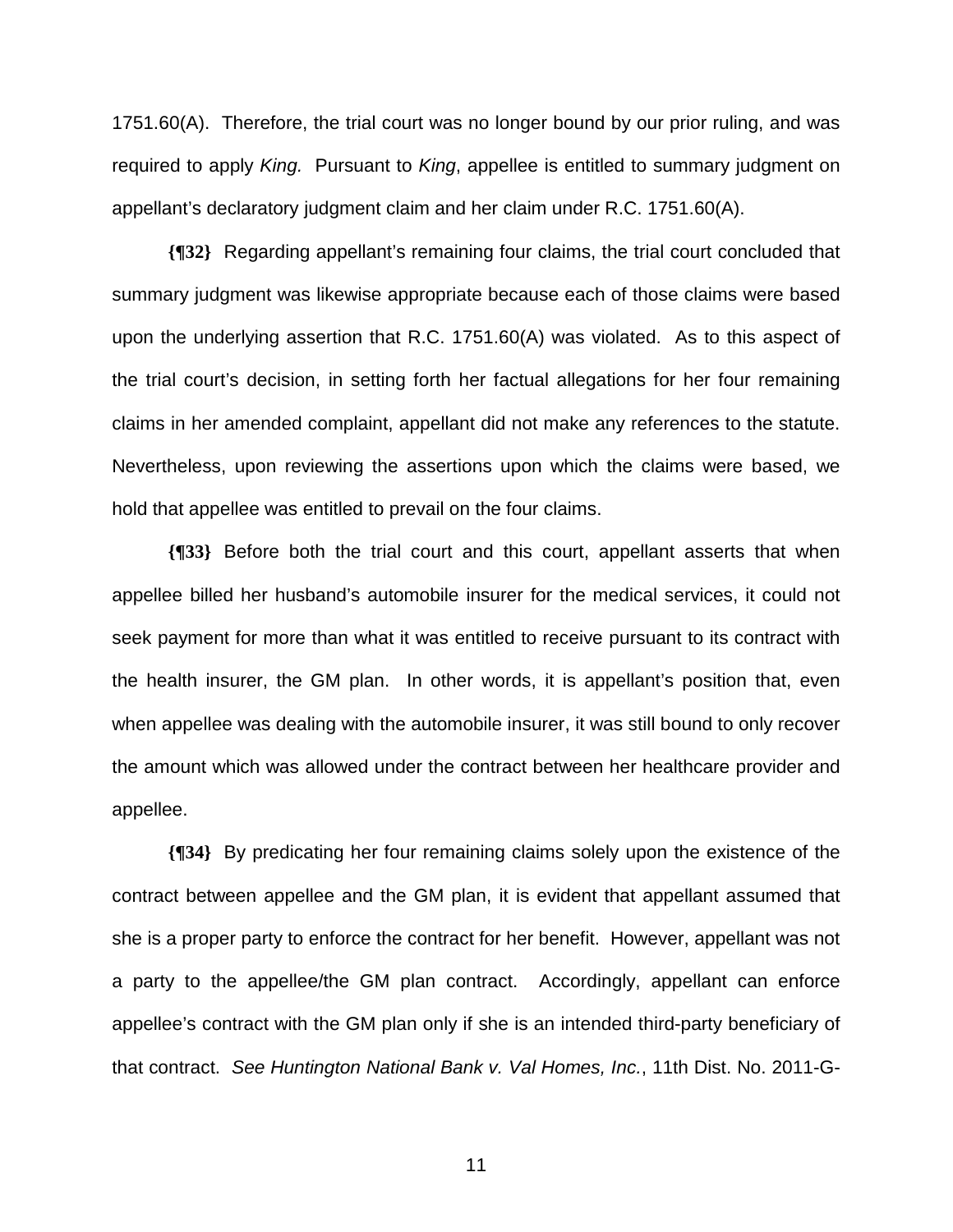1751.60(A). Therefore, the trial court was no longer bound by our prior ruling, and was required to apply *King.* Pursuant to *King*, appellee is entitled to summary judgment on appellant's declaratory judgment claim and her claim under R.C. 1751.60(A).

**{¶32}** Regarding appellant's remaining four claims, the trial court concluded that summary judgment was likewise appropriate because each of those claims were based upon the underlying assertion that R.C. 1751.60(A) was violated. As to this aspect of the trial court's decision, in setting forth her factual allegations for her four remaining claims in her amended complaint, appellant did not make any references to the statute. Nevertheless, upon reviewing the assertions upon which the claims were based, we hold that appellee was entitled to prevail on the four claims.

**{¶33}** Before both the trial court and this court, appellant asserts that when appellee billed her husband's automobile insurer for the medical services, it could not seek payment for more than what it was entitled to receive pursuant to its contract with the health insurer, the GM plan. In other words, it is appellant's position that, even when appellee was dealing with the automobile insurer, it was still bound to only recover the amount which was allowed under the contract between her healthcare provider and appellee.

**{¶34}** By predicating her four remaining claims solely upon the existence of the contract between appellee and the GM plan, it is evident that appellant assumed that she is a proper party to enforce the contract for her benefit. However, appellant was not a party to the appellee/the GM plan contract. Accordingly, appellant can enforce appellee's contract with the GM plan only if she is an intended third-party beneficiary of that contract. *See Huntington National Bank v. Val Homes, Inc.*, 11th Dist. No. 2011-G-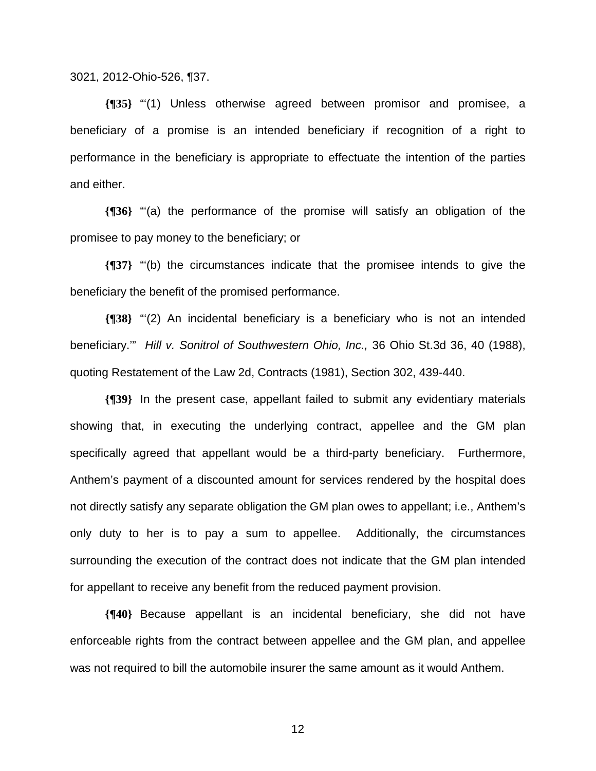3021, 2012-Ohio-526, ¶37.

**{¶35}** "'(1) Unless otherwise agreed between promisor and promisee, a beneficiary of a promise is an intended beneficiary if recognition of a right to performance in the beneficiary is appropriate to effectuate the intention of the parties and either.

**{¶36}** "'(a) the performance of the promise will satisfy an obligation of the promisee to pay money to the beneficiary; or

**{¶37}** "'(b) the circumstances indicate that the promisee intends to give the beneficiary the benefit of the promised performance.

**{¶38}** "'(2) An incidental beneficiary is a beneficiary who is not an intended beneficiary.'" *Hill v. Sonitrol of Southwestern Ohio, Inc.,* 36 Ohio St.3d 36, 40 (1988), quoting Restatement of the Law 2d, Contracts (1981), Section 302, 439-440.

**{¶39}** In the present case, appellant failed to submit any evidentiary materials showing that, in executing the underlying contract, appellee and the GM plan specifically agreed that appellant would be a third-party beneficiary. Furthermore, Anthem's payment of a discounted amount for services rendered by the hospital does not directly satisfy any separate obligation the GM plan owes to appellant; i.e., Anthem's only duty to her is to pay a sum to appellee. Additionally, the circumstances surrounding the execution of the contract does not indicate that the GM plan intended for appellant to receive any benefit from the reduced payment provision.

**{¶40}** Because appellant is an incidental beneficiary, she did not have enforceable rights from the contract between appellee and the GM plan, and appellee was not required to bill the automobile insurer the same amount as it would Anthem.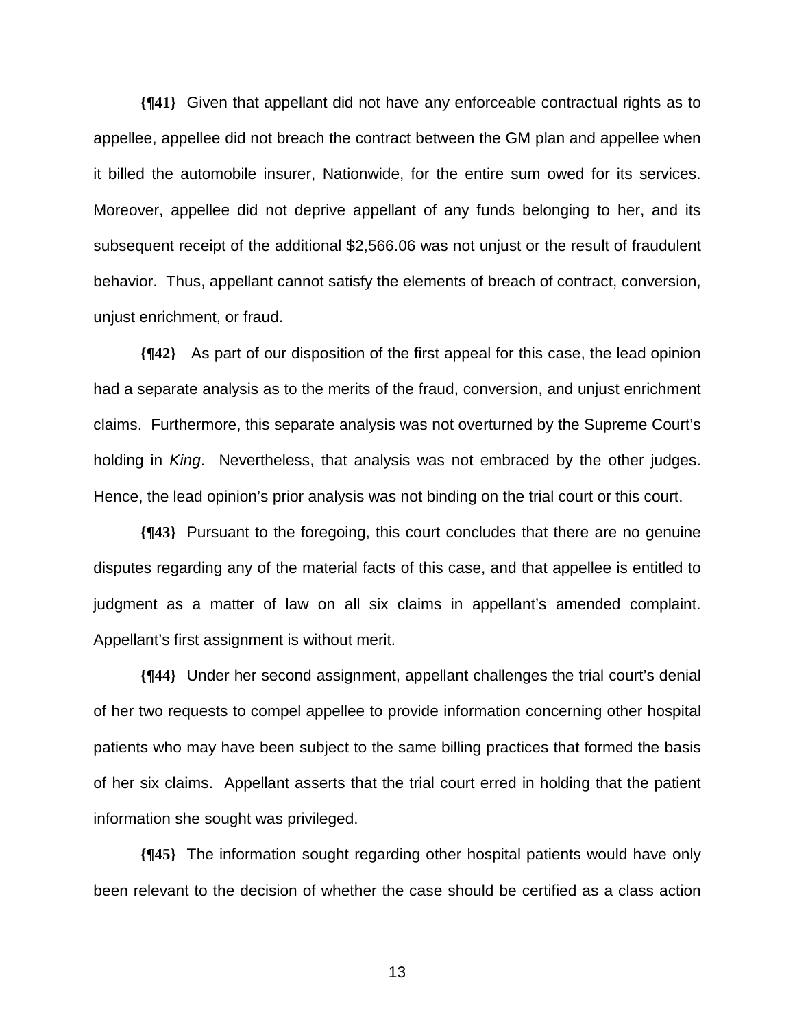**{¶41}** Given that appellant did not have any enforceable contractual rights as to appellee, appellee did not breach the contract between the GM plan and appellee when it billed the automobile insurer, Nationwide, for the entire sum owed for its services. Moreover, appellee did not deprive appellant of any funds belonging to her, and its subsequent receipt of the additional $2,566.06 was not unjust or the result of fraudulent behavior. Thus, appellant cannot satisfy the elements of breach of contract, conversion, unjust enrichment, or fraud.

**{¶42}** As part of our disposition of the first appeal for this case, the lead opinion had a separate analysis as to the merits of the fraud, conversion, and unjust enrichment claims. Furthermore, this separate analysis was not overturned by the Supreme Court's holding in *King*. Nevertheless, that analysis was not embraced by the other judges. Hence, the lead opinion's prior analysis was not binding on the trial court or this court.

**{¶43}** Pursuant to the foregoing, this court concludes that there are no genuine disputes regarding any of the material facts of this case, and that appellee is entitled to judgment as a matter of law on all six claims in appellant's amended complaint. Appellant's first assignment is without merit.

**{¶44}** Under her second assignment, appellant challenges the trial court's denial of her two requests to compel appellee to provide information concerning other hospital patients who may have been subject to the same billing practices that formed the basis of her six claims. Appellant asserts that the trial court erred in holding that the patient information she sought was privileged.

**{¶45}** The information sought regarding other hospital patients would have only been relevant to the decision of whether the case should be certified as a class action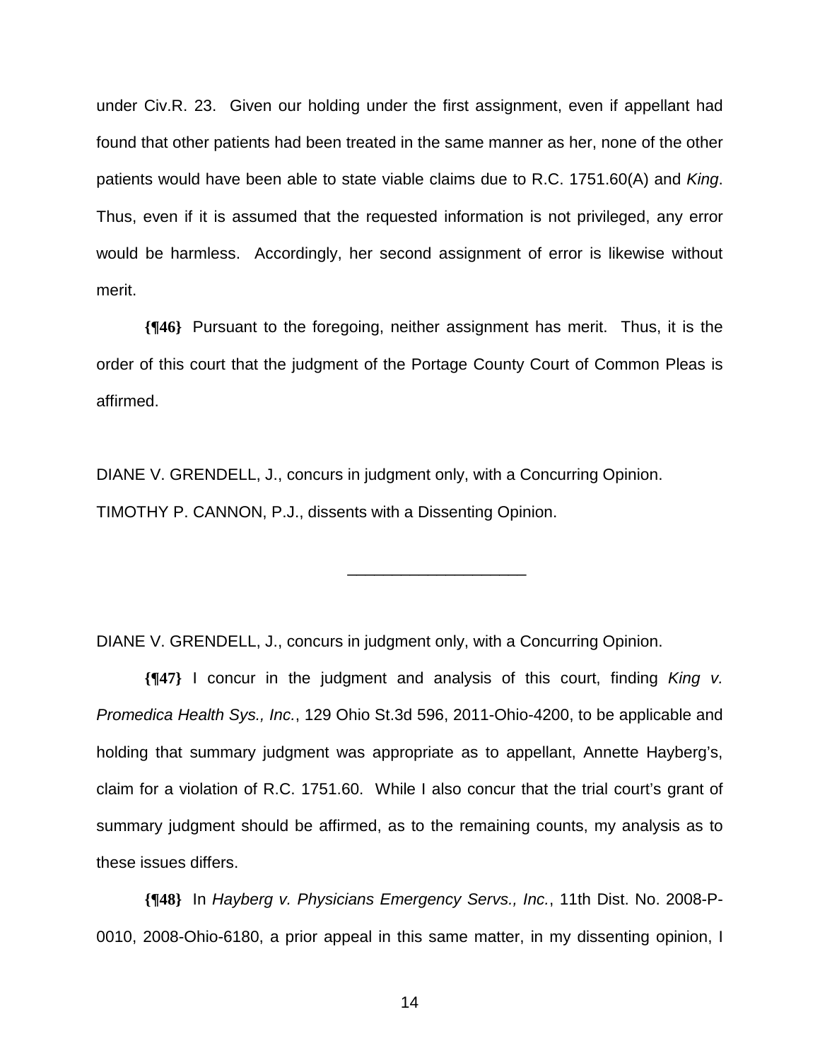under Civ.R. 23. Given our holding under the first assignment, even if appellant had found that other patients had been treated in the same manner as her, none of the other patients would have been able to state viable claims due to R.C. 1751.60(A) and *King*. Thus, even if it is assumed that the requested information is not privileged, any error would be harmless. Accordingly, her second assignment of error is likewise without merit.

**{¶46}** Pursuant to the foregoing, neither assignment has merit. Thus, it is the order of this court that the judgment of the Portage County Court of Common Pleas is affirmed.

DIANE V. GRENDELL, J., concurs in judgment only, with a Concurring Opinion.

TIMOTHY P. CANNON, P.J., dissents with a Dissenting Opinion.

---

DIANE V. GRENDELL, J., concurs in judgment only, with a Concurring Opinion.

**{¶47}** I concur in the judgment and analysis of this court, finding *King v. Promedica Health Sys., Inc.*, 129 Ohio St.3d 596, 2011-Ohio-4200, to be applicable and holding that summary judgment was appropriate as to appellant, Annette Hayberg's, claim for a violation of R.C. 1751.60. While I also concur that the trial court's grant of summary judgment should be affirmed, as to the remaining counts, my analysis as to these issues differs.

**{¶48}** In *Hayberg v. Physicians Emergency Servs., Inc.*, 11th Dist. No. 2008-P-0010, 2008-Ohio-6180, a prior appeal in this same matter, in my dissenting opinion, I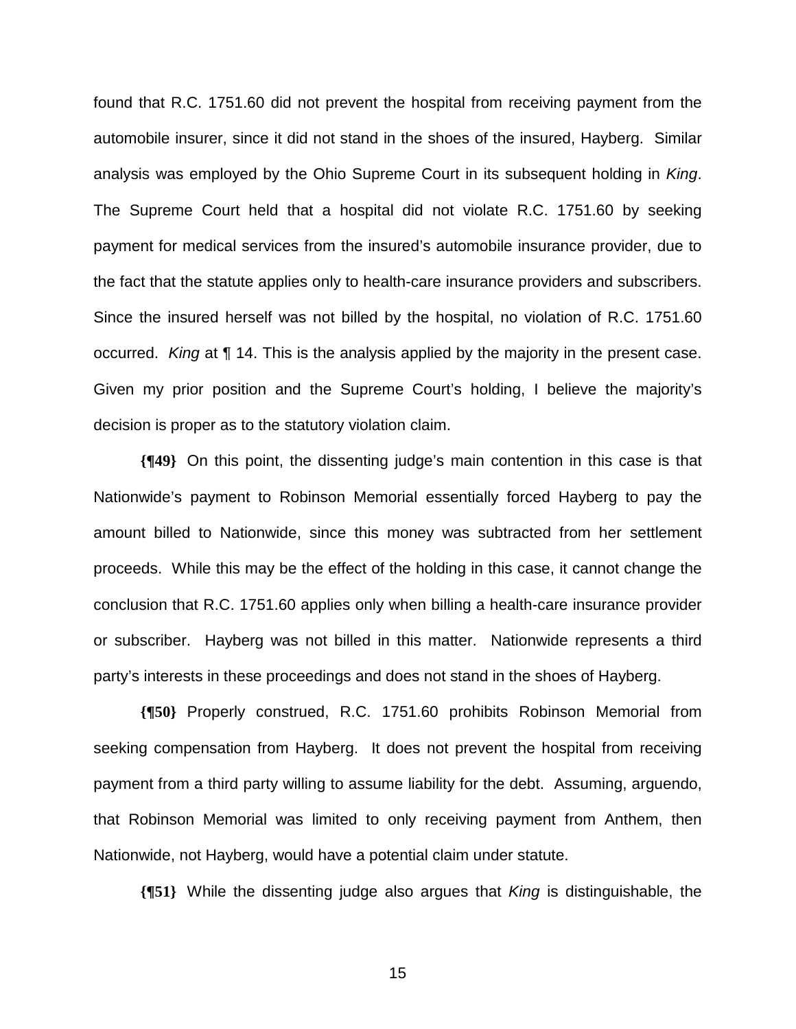found that R.C. 1751.60 did not prevent the hospital from receiving payment from the automobile insurer, since it did not stand in the shoes of the insured, Hayberg. Similar analysis was employed by the Ohio Supreme Court in its subsequent holding in *King*. The Supreme Court held that a hospital did not violate R.C. 1751.60 by seeking payment for medical services from the insured's automobile insurance provider, due to the fact that the statute applies only to health-care insurance providers and subscribers. Since the insured herself was not billed by the hospital, no violation of R.C. 1751.60 occurred. *King* at ¶ 14. This is the analysis applied by the majority in the present case. Given my prior position and the Supreme Court's holding, I believe the majority's decision is proper as to the statutory violation claim.

**{¶49}** On this point, the dissenting judge's main contention in this case is that Nationwide's payment to Robinson Memorial essentially forced Hayberg to pay the amount billed to Nationwide, since this money was subtracted from her settlement proceeds. While this may be the effect of the holding in this case, it cannot change the conclusion that R.C. 1751.60 applies only when billing a health-care insurance provider or subscriber. Hayberg was not billed in this matter. Nationwide represents a third party's interests in these proceedings and does not stand in the shoes of Hayberg.

**{¶50}** Properly construed, R.C. 1751.60 prohibits Robinson Memorial from seeking compensation from Hayberg. It does not prevent the hospital from receiving payment from a third party willing to assume liability for the debt. Assuming, arguendo, that Robinson Memorial was limited to only receiving payment from Anthem, then Nationwide, not Hayberg, would have a potential claim under statute.

**{¶51}** While the dissenting judge also argues that *King* is distinguishable, the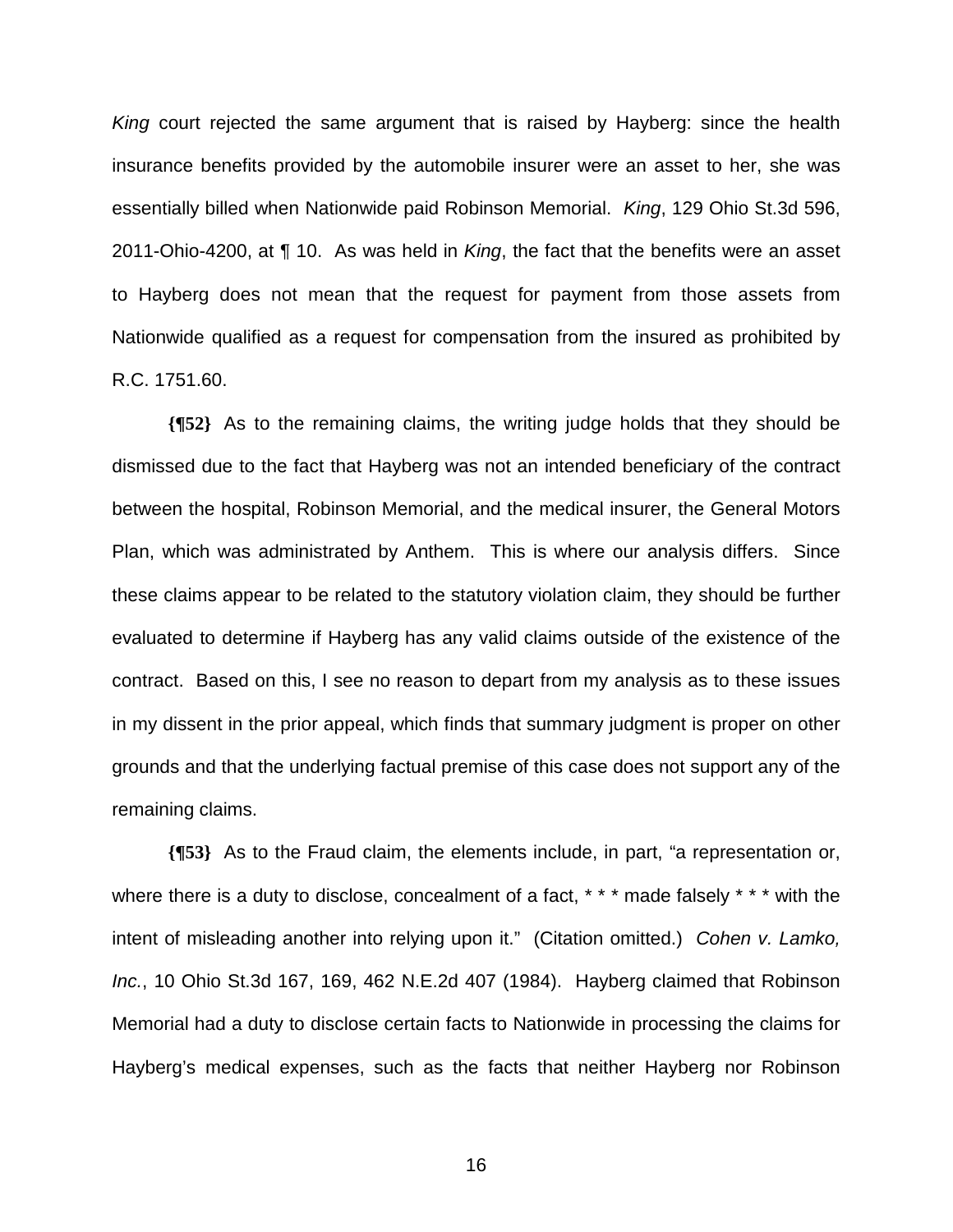*King* court rejected the same argument that is raised by Hayberg: since the health insurance benefits provided by the automobile insurer were an asset to her, she was essentially billed when Nationwide paid Robinson Memorial. *King*, 129 Ohio St.3d 596, 2011-Ohio-4200, at ¶ 10. As was held in *King*, the fact that the benefits were an asset to Hayberg does not mean that the request for payment from those assets from Nationwide qualified as a request for compensation from the insured as prohibited by R.C. 1751.60.

**{¶52}** As to the remaining claims, the writing judge holds that they should be dismissed due to the fact that Hayberg was not an intended beneficiary of the contract between the hospital, Robinson Memorial, and the medical insurer, the General Motors Plan, which was administrated by Anthem. This is where our analysis differs. Since these claims appear to be related to the statutory violation claim, they should be further evaluated to determine if Hayberg has any valid claims outside of the existence of the contract. Based on this, I see no reason to depart from my analysis as to these issues in my dissent in the prior appeal, which finds that summary judgment is proper on other grounds and that the underlying factual premise of this case does not support any of the remaining claims.

**{¶53}** As to the Fraud claim, the elements include, in part, "a representation or, where there is a duty to disclose, concealment of a fact, * * * made falsely * * * with the intent of misleading another into relying upon it." (Citation omitted.) *Cohen v. Lamko, Inc.*, 10 Ohio St.3d 167, 169, 462 N.E.2d 407 (1984). Hayberg claimed that Robinson Memorial had a duty to disclose certain facts to Nationwide in processing the claims for Hayberg's medical expenses, such as the facts that neither Hayberg nor Robinson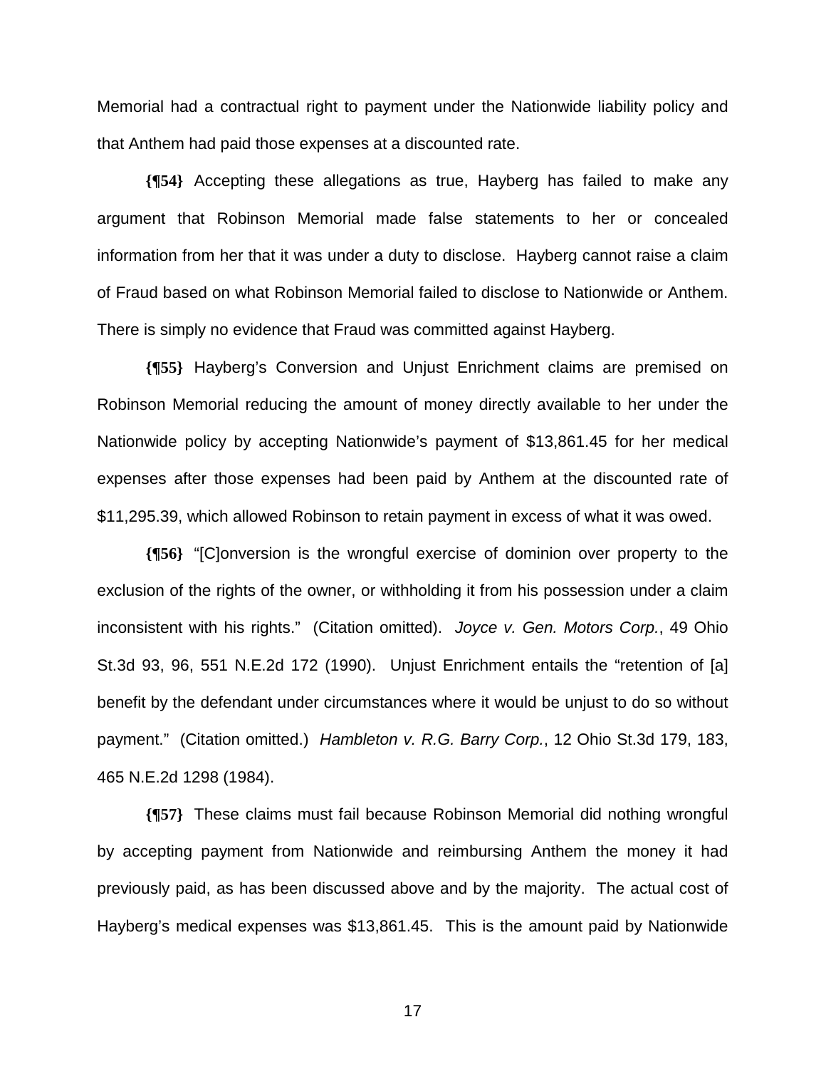Memorial had a contractual right to payment under the Nationwide liability policy and that Anthem had paid those expenses at a discounted rate.

**{¶54}** Accepting these allegations as true, Hayberg has failed to make any argument that Robinson Memorial made false statements to her or concealed information from her that it was under a duty to disclose. Hayberg cannot raise a claim of Fraud based on what Robinson Memorial failed to disclose to Nationwide or Anthem. There is simply no evidence that Fraud was committed against Hayberg.

**{¶55}** Hayberg's Conversion and Unjust Enrichment claims are premised on Robinson Memorial reducing the amount of money directly available to her under the Nationwide policy by accepting Nationwide's payment of $13,861.45 for her medical expenses after those expenses had been paid by Anthem at the discounted rate of $11,295.39, which allowed Robinson to retain payment in excess of what it was owed.

**{¶56}** "[C]onversion is the wrongful exercise of dominion over property to the exclusion of the rights of the owner, or withholding it from his possession under a claim inconsistent with his rights." (Citation omitted). *Joyce v. Gen. Motors Corp.*, 49 Ohio St.3d 93, 96, 551 N.E.2d 172 (1990). Unjust Enrichment entails the "retention of [a] benefit by the defendant under circumstances where it would be unjust to do so without payment." (Citation omitted.) *Hambleton v. R.G. Barry Corp.*, 12 Ohio St.3d 179, 183, 465 N.E.2d 1298 (1984).

**{¶57}** These claims must fail because Robinson Memorial did nothing wrongful by accepting payment from Nationwide and reimbursing Anthem the money it had previously paid, as has been discussed above and by the majority. The actual cost of Hayberg's medical expenses was $13,861.45. This is the amount paid by Nationwide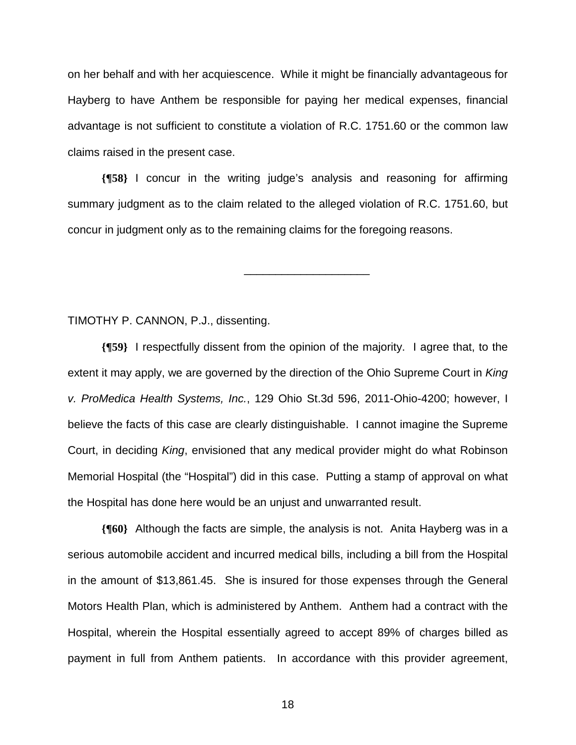on her behalf and with her acquiescence. While it might be financially advantageous for Hayberg to have Anthem be responsible for paying her medical expenses, financial advantage is not sufficient to constitute a violation of R.C. 1751.60 or the common law claims raised in the present case.

**{¶58}** I concur in the writing judge's analysis and reasoning for affirming summary judgment as to the claim related to the alleged violation of R.C. 1751.60, but concur in judgment only as to the remaining claims for the foregoing reasons.

---

TIMOTHY P. CANNON, P.J., dissenting.

**{¶59}** I respectfully dissent from the opinion of the majority. I agree that, to the extent it may apply, we are governed by the direction of the Ohio Supreme Court in *King v. ProMedica Health Systems, Inc.*, 129 Ohio St.3d 596, 2011-Ohio-4200; however, I believe the facts of this case are clearly distinguishable. I cannot imagine the Supreme Court, in deciding *King*, envisioned that any medical provider might do what Robinson Memorial Hospital (the "Hospital") did in this case. Putting a stamp of approval on what the Hospital has done here would be an unjust and unwarranted result.

**{¶60}** Although the facts are simple, the analysis is not. Anita Hayberg was in a serious automobile accident and incurred medical bills, including a bill from the Hospital in the amount of $13,861.45. She is insured for those expenses through the General Motors Health Plan, which is administered by Anthem. Anthem had a contract with the Hospital, wherein the Hospital essentially agreed to accept 89% of charges billed as payment in full from Anthem patients. In accordance with this provider agreement,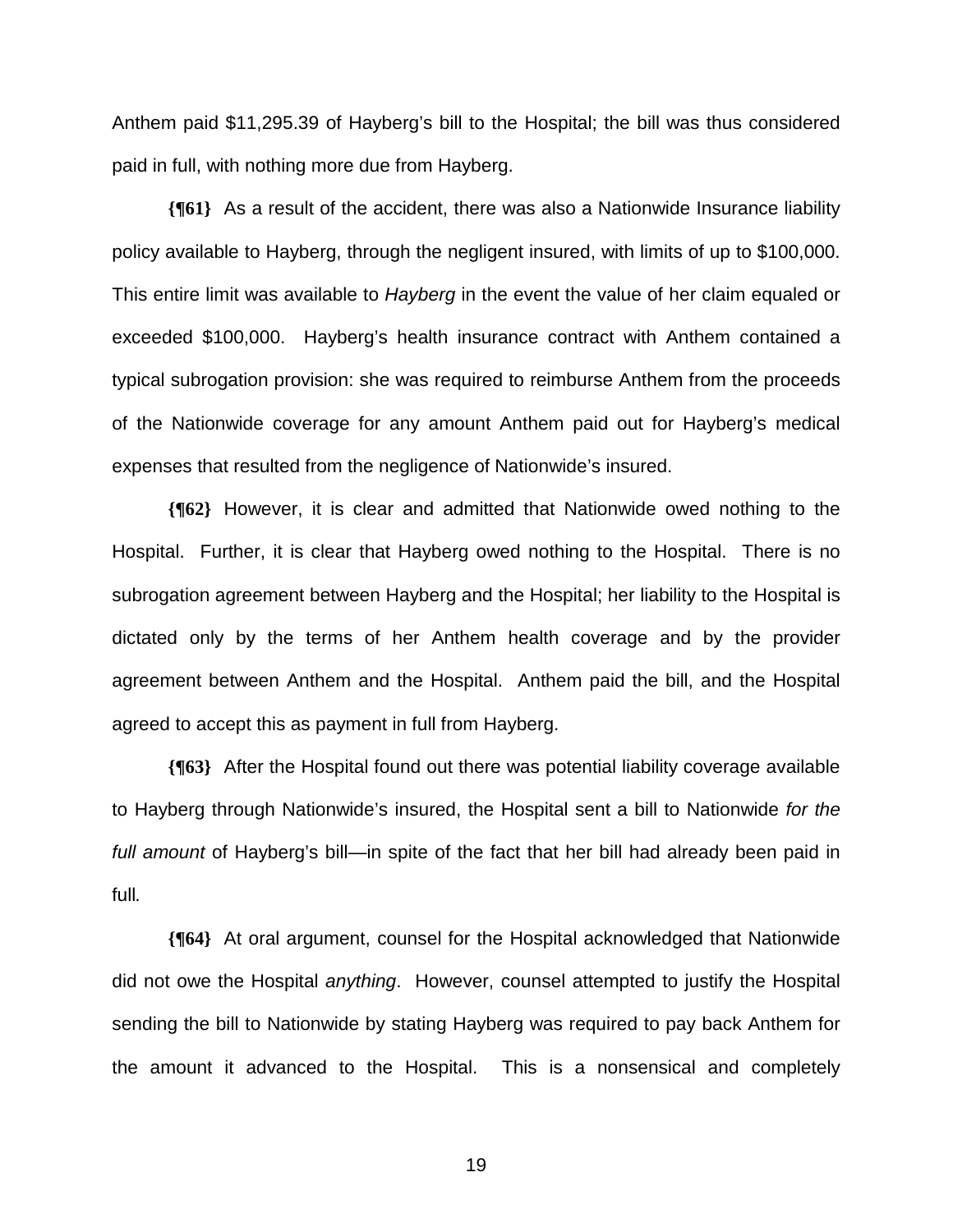Anthem paid $11,295.39 of Hayberg's bill to the Hospital; the bill was thus considered paid in full, with nothing more due from Hayberg.

**{¶61}** As a result of the accident, there was also a Nationwide Insurance liability policy available to Hayberg, through the negligent insured, with limits of up to $100,000. This entire limit was available to *Hayberg* in the event the value of her claim equaled or exceeded $100,000. Hayberg's health insurance contract with Anthem contained a typical subrogation provision: she was required to reimburse Anthem from the proceeds of the Nationwide coverage for any amount Anthem paid out for Hayberg's medical expenses that resulted from the negligence of Nationwide's insured.

**{¶62}** However, it is clear and admitted that Nationwide owed nothing to the Hospital. Further, it is clear that Hayberg owed nothing to the Hospital. There is no subrogation agreement between Hayberg and the Hospital; her liability to the Hospital is dictated only by the terms of her Anthem health coverage and by the provider agreement between Anthem and the Hospital. Anthem paid the bill, and the Hospital agreed to accept this as payment in full from Hayberg.

**{¶63}** After the Hospital found out there was potential liability coverage available to Hayberg through Nationwide's insured, the Hospital sent a bill to Nationwide *for the full amount* of Hayberg's bill—in spite of the fact that her bill had already been paid in full*.*

**{¶64}** At oral argument, counsel for the Hospital acknowledged that Nationwide did not owe the Hospital *anything*. However, counsel attempted to justify the Hospital sending the bill to Nationwide by stating Hayberg was required to pay back Anthem for the amount it advanced to the Hospital. This is a nonsensical and completely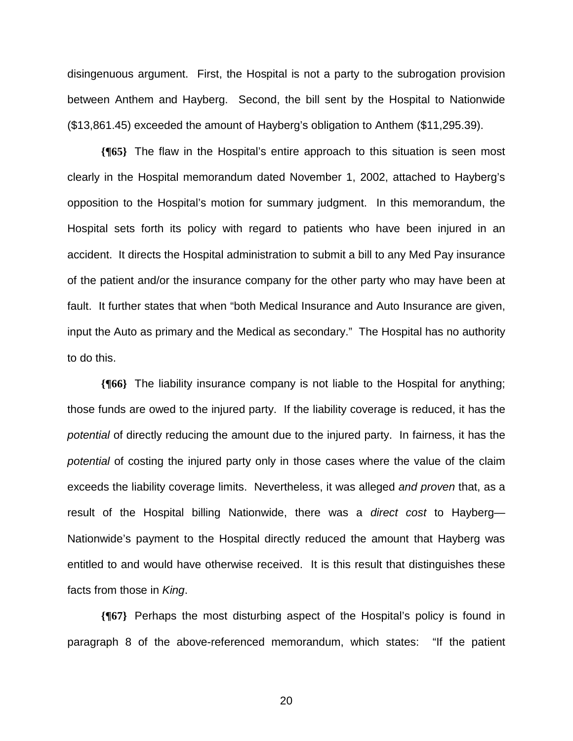disingenuous argument. First, the Hospital is not a party to the subrogation provision between Anthem and Hayberg. Second, the bill sent by the Hospital to Nationwide ($13,861.45) exceeded the amount of Hayberg's obligation to Anthem ($11,295.39).

**{¶65}** The flaw in the Hospital's entire approach to this situation is seen most clearly in the Hospital memorandum dated November 1, 2002, attached to Hayberg's opposition to the Hospital's motion for summary judgment. In this memorandum, the Hospital sets forth its policy with regard to patients who have been injured in an accident. It directs the Hospital administration to submit a bill to any Med Pay insurance of the patient and/or the insurance company for the other party who may have been at fault. It further states that when "both Medical Insurance and Auto Insurance are given, input the Auto as primary and the Medical as secondary." The Hospital has no authority to do this.

**{¶66}** The liability insurance company is not liable to the Hospital for anything; those funds are owed to the injured party. If the liability coverage is reduced, it has the *potential* of directly reducing the amount due to the injured party. In fairness, it has the *potential* of costing the injured party only in those cases where the value of the claim exceeds the liability coverage limits. Nevertheless, it was alleged *and proven* that, as a result of the Hospital billing Nationwide, there was a *direct cost* to Hayberg—Nationwide's payment to the Hospital directly reduced the amount that Hayberg was entitled to and would have otherwise received. It is this result that distinguishes these facts from those in *King*.

**{¶67}** Perhaps the most disturbing aspect of the Hospital's policy is found in paragraph 8 of the above-referenced memorandum, which states: "If the patient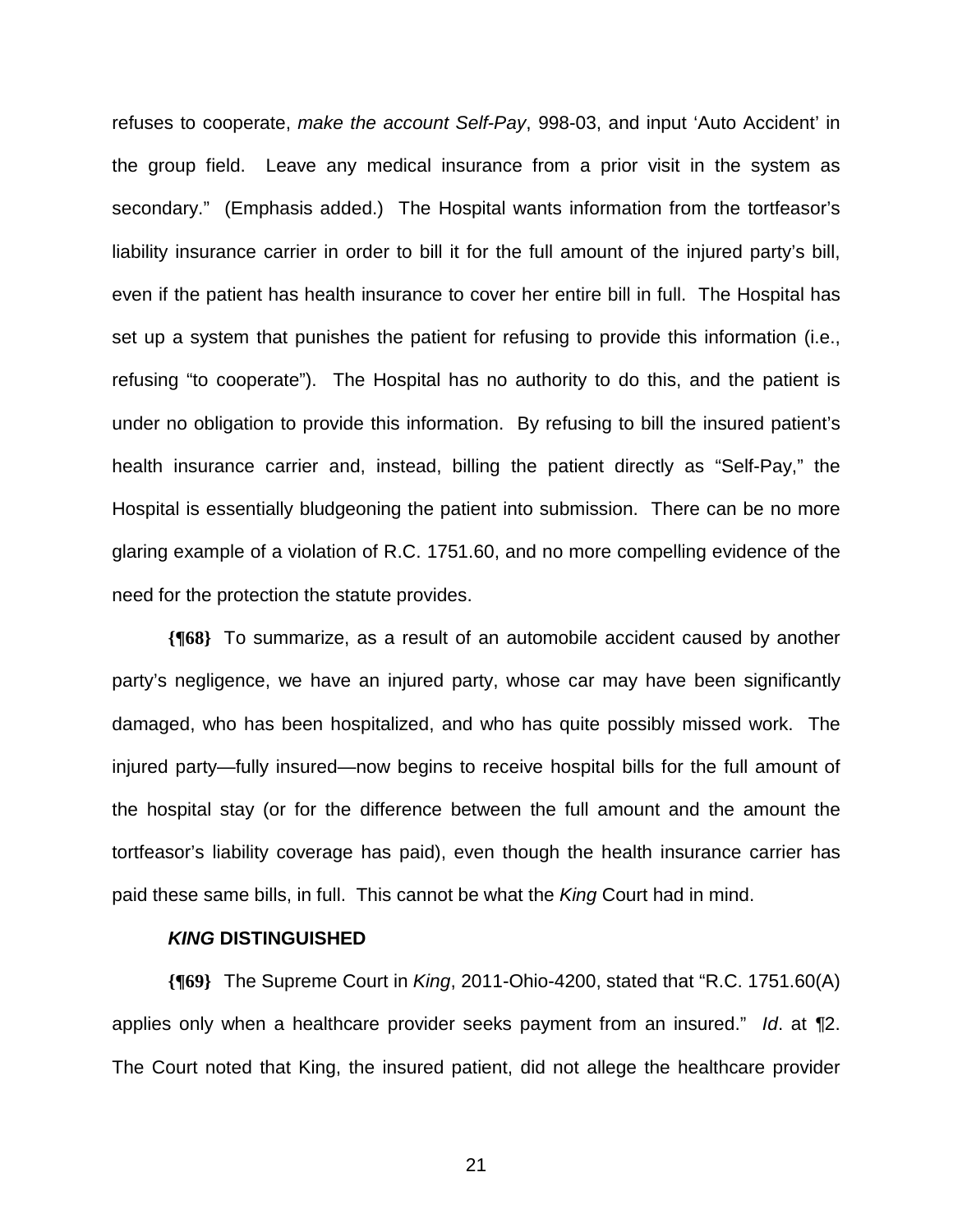refuses to cooperate, *make the account Self-Pay*, 998-03, and input 'Auto Accident' in the group field. Leave any medical insurance from a prior visit in the system as secondary." (Emphasis added.) The Hospital wants information from the tortfeasor's liability insurance carrier in order to bill it for the full amount of the injured party's bill, even if the patient has health insurance to cover her entire bill in full. The Hospital has set up a system that punishes the patient for refusing to provide this information (i.e., refusing "to cooperate"). The Hospital has no authority to do this, and the patient is under no obligation to provide this information. By refusing to bill the insured patient's health insurance carrier and, instead, billing the patient directly as "Self-Pay," the Hospital is essentially bludgeoning the patient into submission. There can be no more glaring example of a violation of R.C. 1751.60, and no more compelling evidence of the need for the protection the statute provides.

**{¶68}** To summarize, as a result of an automobile accident caused by another party's negligence, we have an injured party, whose car may have been significantly damaged, who has been hospitalized, and who has quite possibly missed work. The injured party—fully insured—now begins to receive hospital bills for the full amount of the hospital stay (or for the difference between the full amount and the amount the tortfeasor's liability coverage has paid), even though the health insurance carrier has paid these same bills, in full. This cannot be what the *King* Court had in mind.

### *KING* DISTINGUISHED

**{¶69}** The Supreme Court in *King*, 2011-Ohio-4200, stated that "R.C. 1751.60(A) applies only when a healthcare provider seeks payment from an insured." *Id*. at ¶2. The Court noted that King, the insured patient, did not allege the healthcare provider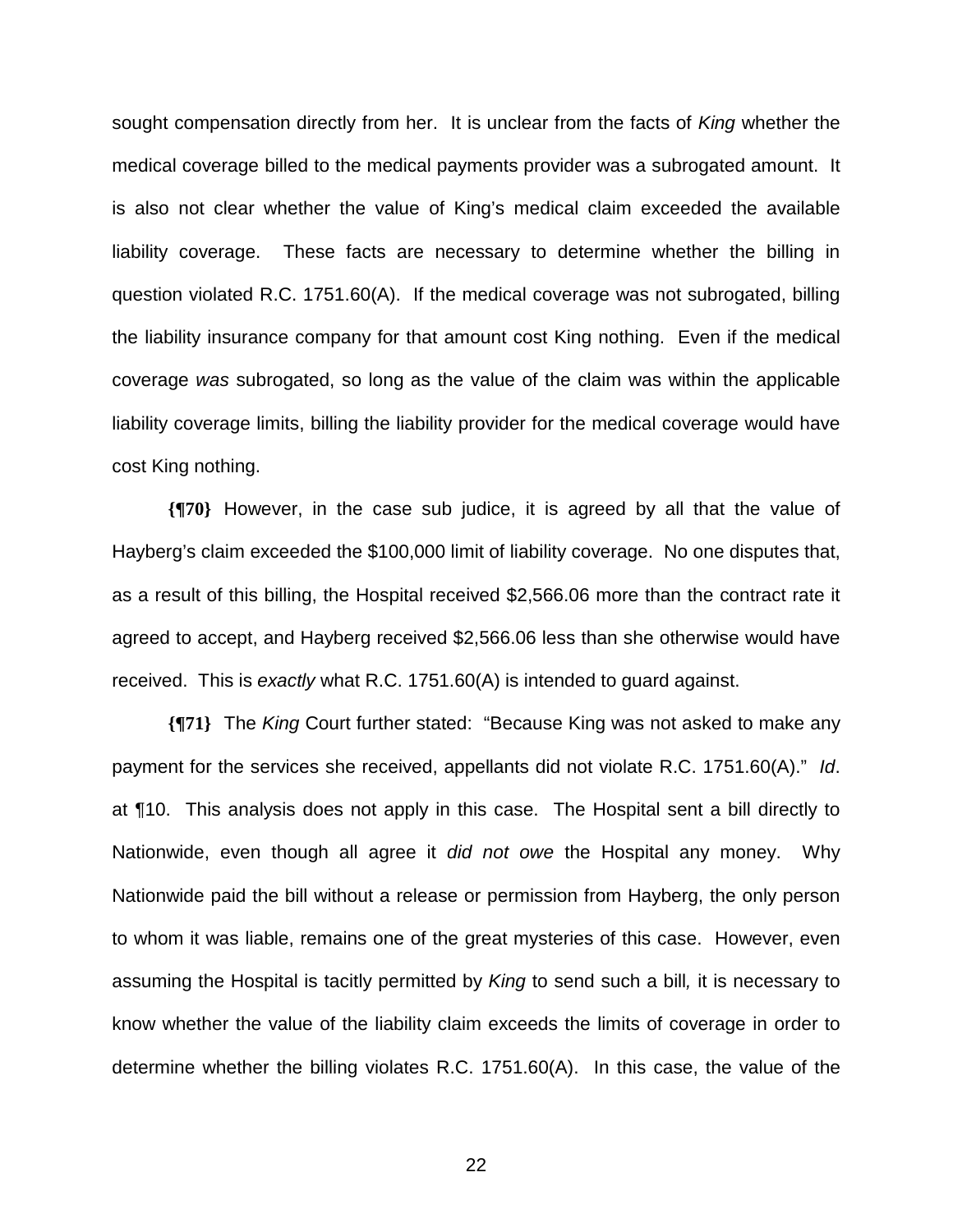sought compensation directly from her. It is unclear from the facts of *King* whether the medical coverage billed to the medical payments provider was a subrogated amount. It is also not clear whether the value of King's medical claim exceeded the available liability coverage. These facts are necessary to determine whether the billing in question violated R.C. 1751.60(A). If the medical coverage was not subrogated, billing the liability insurance company for that amount cost King nothing. Even if the medical coverage *was* subrogated, so long as the value of the claim was within the applicable liability coverage limits, billing the liability provider for the medical coverage would have cost King nothing.

**{¶70}** However, in the case sub judice, it is agreed by all that the value of Hayberg's claim exceeded the $100,000 limit of liability coverage. No one disputes that, as a result of this billing, the Hospital received $2,566.06 more than the contract rate it agreed to accept, and Hayberg received $2,566.06 less than she otherwise would have received. This is *exactly* what R.C. 1751.60(A) is intended to guard against.

**{¶71}** The *King* Court further stated: "Because King was not asked to make any payment for the services she received, appellants did not violate R.C. 1751.60(A)." *Id*. at ¶10. This analysis does not apply in this case. The Hospital sent a bill directly to Nationwide, even though all agree it *did not owe* the Hospital any money. Why Nationwide paid the bill without a release or permission from Hayberg, the only person to whom it was liable, remains one of the great mysteries of this case. However, even assuming the Hospital is tacitly permitted by *King* to send such a bill, it is necessary to know whether the value of the liability claim exceeds the limits of coverage in order to determine whether the billing violates R.C. 1751.60(A). In this case, the value of the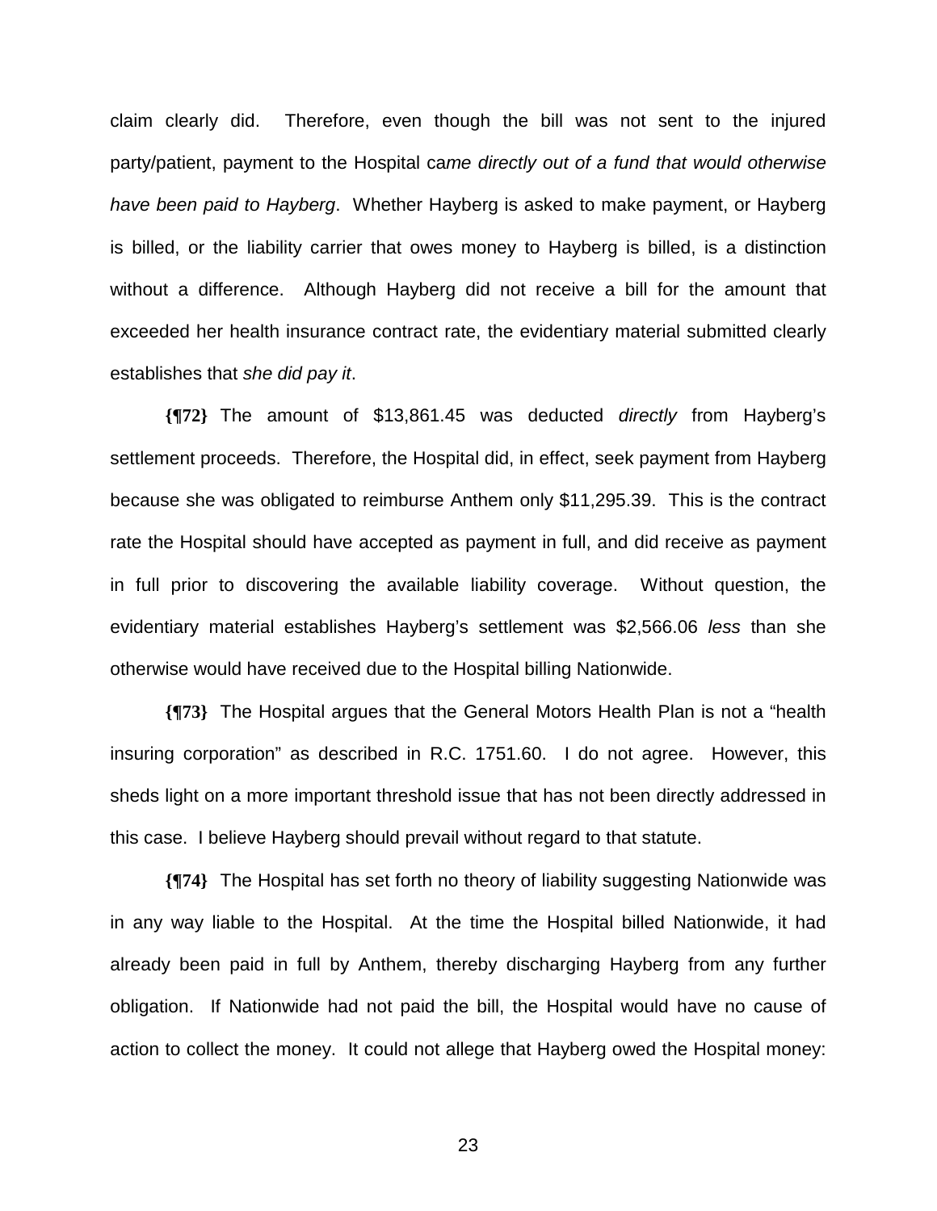claim clearly did. Therefore, even though the bill was not sent to the injured party/patient, payment to the Hospital ca*me directly out of a fund that would otherwise have been paid to Hayberg*. Whether Hayberg is asked to make payment, or Hayberg is billed, or the liability carrier that owes money to Hayberg is billed, is a distinction without a difference. Although Hayberg did not receive a bill for the amount that exceeded her health insurance contract rate, the evidentiary material submitted clearly establishes that *she did pay it*.

**{¶72}** The amount of $13,861.45 was deducted *directly* from Hayberg's settlement proceeds. Therefore, the Hospital did, in effect, seek payment from Hayberg because she was obligated to reimburse Anthem only $11,295.39. This is the contract rate the Hospital should have accepted as payment in full, and did receive as payment in full prior to discovering the available liability coverage. Without question, the evidentiary material establishes Hayberg's settlement was $2,566.06 *less* than she otherwise would have received due to the Hospital billing Nationwide.

**{¶73}** The Hospital argues that the General Motors Health Plan is not a "health insuring corporation" as described in R.C. 1751.60. I do not agree. However, this sheds light on a more important threshold issue that has not been directly addressed in this case. I believe Hayberg should prevail without regard to that statute.

**{¶74}** The Hospital has set forth no theory of liability suggesting Nationwide was in any way liable to the Hospital. At the time the Hospital billed Nationwide, it had already been paid in full by Anthem, thereby discharging Hayberg from any further obligation. If Nationwide had not paid the bill, the Hospital would have no cause of action to collect the money. It could not allege that Hayberg owed the Hospital money: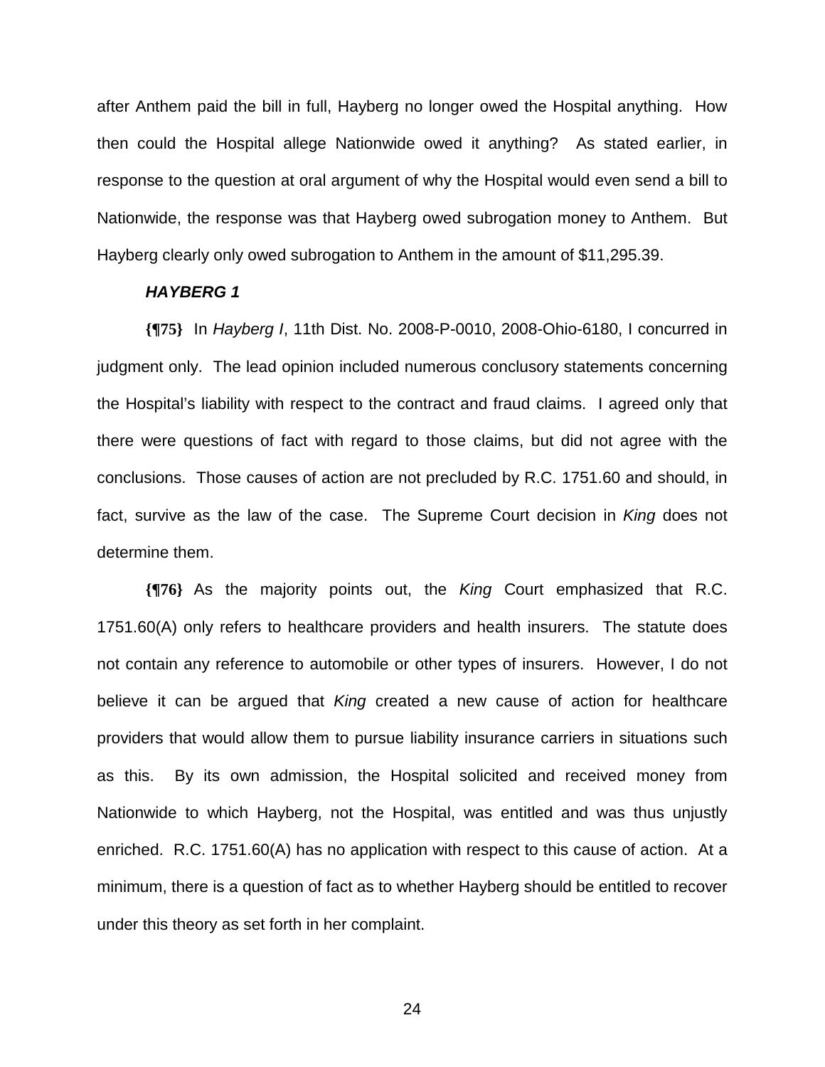after Anthem paid the bill in full, Hayberg no longer owed the Hospital anything. How then could the Hospital allege Nationwide owed it anything? As stated earlier, in response to the question at oral argument of why the Hospital would even send a bill to Nationwide, the response was that Hayberg owed subrogation money to Anthem. But Hayberg clearly only owed subrogation to Anthem in the amount of $11,295.39.

***HAYBERG 1***

**{¶75}** In *Hayberg I*, 11th Dist. No. 2008-P-0010, 2008-Ohio-6180, I concurred in judgment only. The lead opinion included numerous conclusory statements concerning the Hospital's liability with respect to the contract and fraud claims. I agreed only that there were questions of fact with regard to those claims, but did not agree with the conclusions. Those causes of action are not precluded by R.C. 1751.60 and should, in fact, survive as the law of the case. The Supreme Court decision in *King* does not determine them.

**{¶76}** As the majority points out, the *King* Court emphasized that R.C. 1751.60(A) only refers to healthcare providers and health insurers. The statute does not contain any reference to automobile or other types of insurers. However, I do not believe it can be argued that *King* created a new cause of action for healthcare providers that would allow them to pursue liability insurance carriers in situations such as this. By its own admission, the Hospital solicited and received money from Nationwide to which Hayberg, not the Hospital, was entitled and was thus unjustly enriched. R.C. 1751.60(A) has no application with respect to this cause of action. At a minimum, there is a question of fact as to whether Hayberg should be entitled to recover under this theory as set forth in her complaint.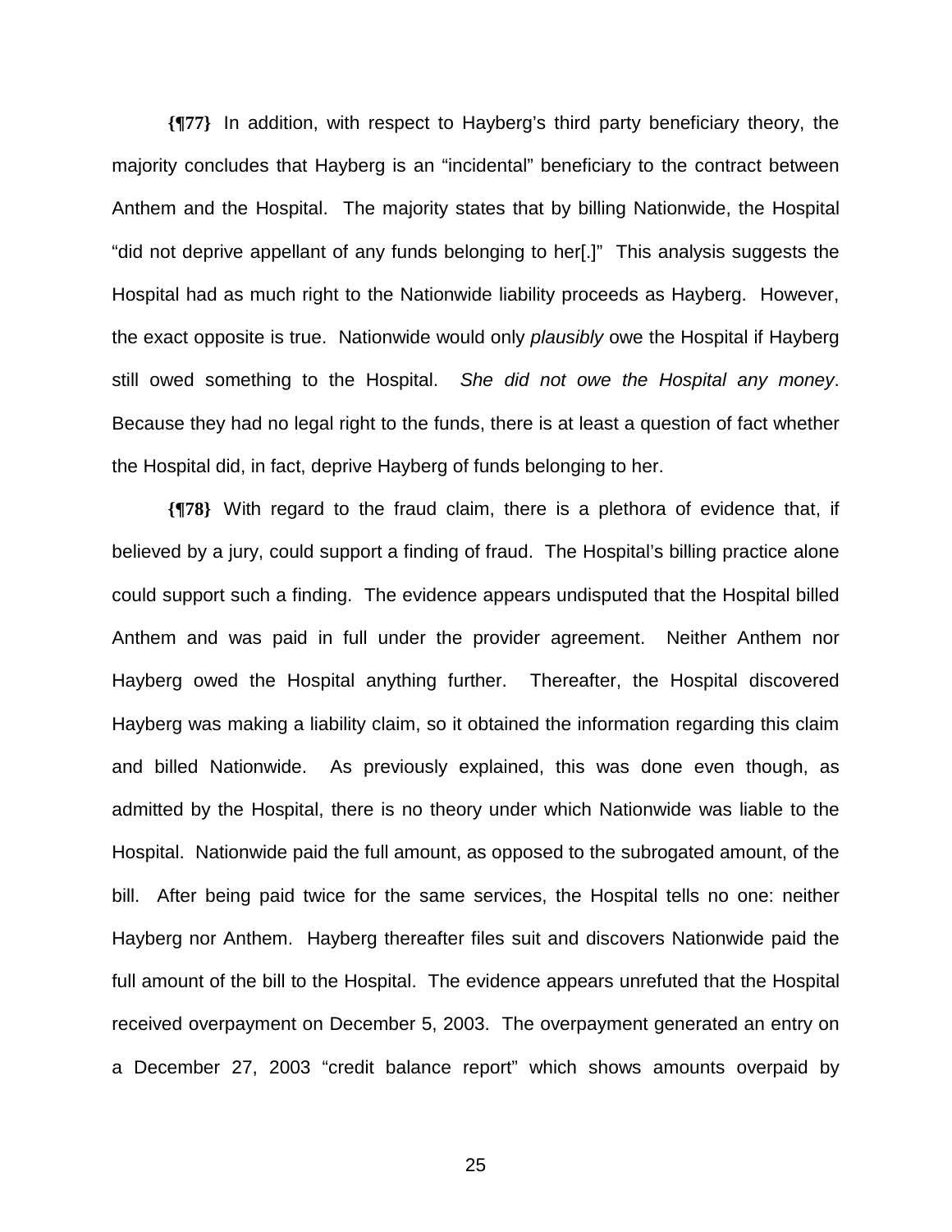**{¶77}** In addition, with respect to Hayberg's third party beneficiary theory, the majority concludes that Hayberg is an "incidental" beneficiary to the contract between Anthem and the Hospital. The majority states that by billing Nationwide, the Hospital "did not deprive appellant of any funds belonging to her[.]" This analysis suggests the Hospital had as much right to the Nationwide liability proceeds as Hayberg. However, the exact opposite is true. Nationwide would only *plausibly* owe the Hospital if Hayberg still owed something to the Hospital. *She did not owe the Hospital any money*. Because they had no legal right to the funds, there is at least a question of fact whether the Hospital did, in fact, deprive Hayberg of funds belonging to her.

**{¶78}** With regard to the fraud claim, there is a plethora of evidence that, if believed by a jury, could support a finding of fraud. The Hospital's billing practice alone could support such a finding. The evidence appears undisputed that the Hospital billed Anthem and was paid in full under the provider agreement. Neither Anthem nor Hayberg owed the Hospital anything further. Thereafter, the Hospital discovered Hayberg was making a liability claim, so it obtained the information regarding this claim and billed Nationwide. As previously explained, this was done even though, as admitted by the Hospital, there is no theory under which Nationwide was liable to the Hospital. Nationwide paid the full amount, as opposed to the subrogated amount, of the bill. After being paid twice for the same services, the Hospital tells no one: neither Hayberg nor Anthem. Hayberg thereafter files suit and discovers Nationwide paid the full amount of the bill to the Hospital. The evidence appears unrefuted that the Hospital received overpayment on December 5, 2003. The overpayment generated an entry on a December 27, 2003 "credit balance report" which shows amounts overpaid by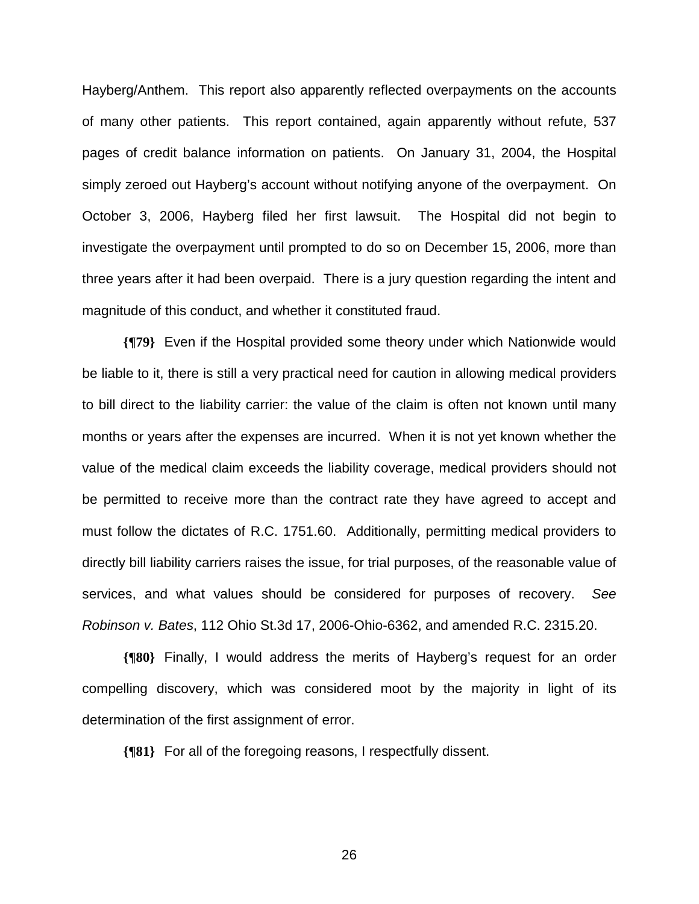Hayberg/Anthem. This report also apparently reflected overpayments on the accounts of many other patients. This report contained, again apparently without refute, 537 pages of credit balance information on patients. On January 31, 2004, the Hospital simply zeroed out Hayberg's account without notifying anyone of the overpayment. On October 3, 2006, Hayberg filed her first lawsuit. The Hospital did not begin to investigate the overpayment until prompted to do so on December 15, 2006, more than three years after it had been overpaid. There is a jury question regarding the intent and magnitude of this conduct, and whether it constituted fraud.

**{¶79}** Even if the Hospital provided some theory under which Nationwide would be liable to it, there is still a very practical need for caution in allowing medical providers to bill direct to the liability carrier: the value of the claim is often not known until many months or years after the expenses are incurred. When it is not yet known whether the value of the medical claim exceeds the liability coverage, medical providers should not be permitted to receive more than the contract rate they have agreed to accept and must follow the dictates of R.C. 1751.60. Additionally, permitting medical providers to directly bill liability carriers raises the issue, for trial purposes, of the reasonable value of services, and what values should be considered for purposes of recovery. *See Robinson v. Bates*, 112 Ohio St.3d 17, 2006-Ohio-6362, and amended R.C. 2315.20.

**{¶80}** Finally, I would address the merits of Hayberg's request for an order compelling discovery, which was considered moot by the majority in light of its determination of the first assignment of error.

**{¶81}** For all of the foregoing reasons, I respectfully dissent.